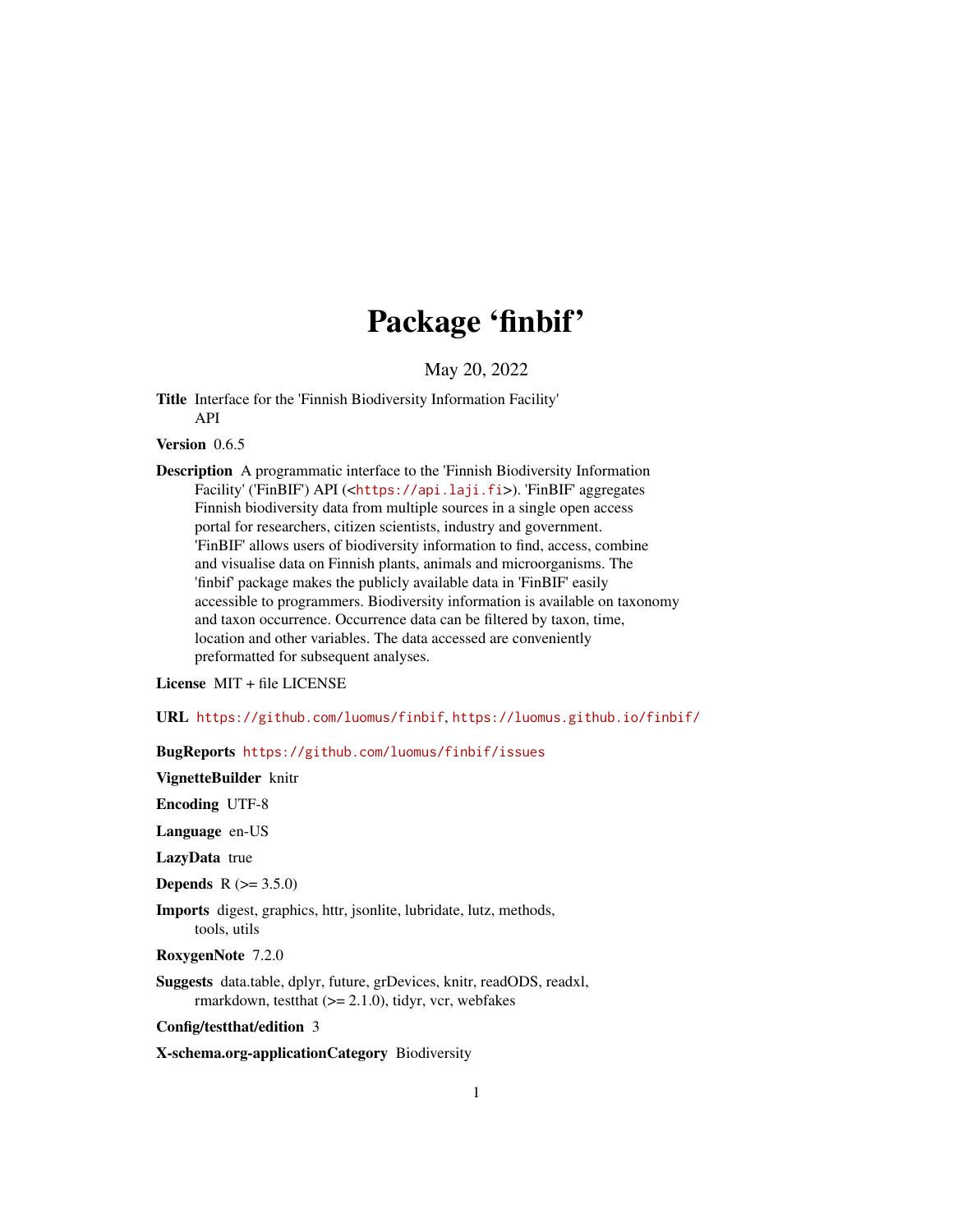# Package 'finbif'

May 20, 2022

**Title** Interface for the 'Finnish Biodiversity Information Facility' API

**Version** 0.6.5

**Description** A programmatic interface to the 'Finnish Biodiversity Information Facility' ('FinBIF') API (<https://api.laji.fi>). 'FinBIF' aggregates Finnish biodiversity data from multiple sources in a single open access portal for researchers, citizen scientists, industry and government. 'FinBIF' allows users of biodiversity information to find, access, combine and visualise data on Finnish plants, animals and microorganisms. The 'finbif' package makes the publicly available data in 'FinBIF' easily accessible to programmers. Biodiversity information is available on taxonomy and taxon occurrence. Occurrence data can be filtered by taxon, time, location and other variables. The data accessed are conveniently preformatted for subsequent analyses.

**License** MIT + file LICENSE

**URL** https://github.com/luomus/finbif, https://luomus.github.io/finbif/

**BugReports** https://github.com/luomus/finbif/issues

**VignetteBuilder** knitr

**Encoding** UTF-8

**Language** en-US

**LazyData** true

**Depends** R (>= 3.5.0)

**Imports** digest, graphics, httr, jsonlite, lubridate, lutz, methods, tools, utils

**RoxygenNote** 7.2.0

**Suggests** data.table, dplyr, future, grDevices, knitr, readODS, readxl, rmarkdown, testthat (>= 2.1.0), tidyr, vcr, webfakes

**Config/testthat/edition** 3

**X-schema.org-applicationCategory** Biodiversity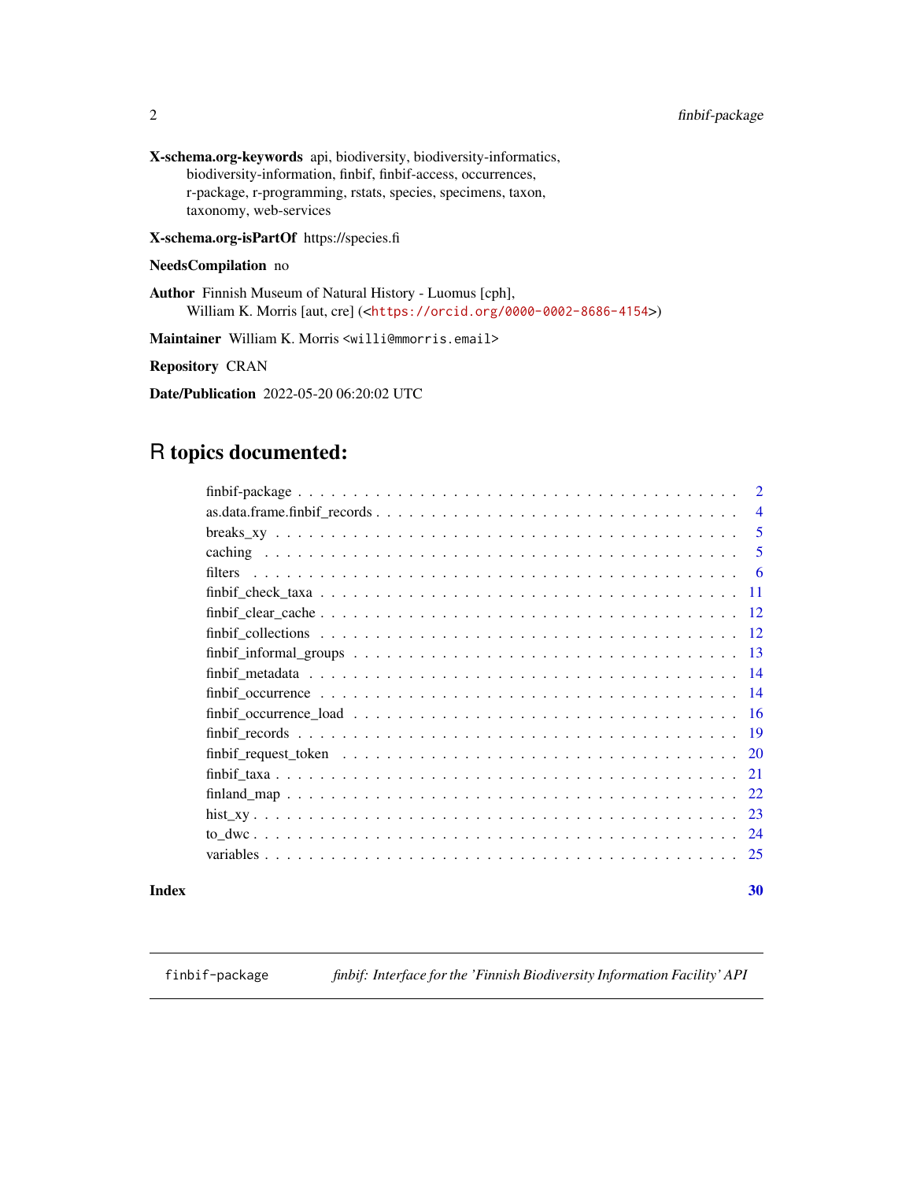**X-schema.org-keywords** api, biodiversity, biodiversity-informatics, biodiversity-information, finbif, finbif-access, occurrences, r-package, r-programming, rstats, species, specimens, taxon, taxonomy, web-services

**X-schema.org-isPartOf** https://species.fi

**NeedsCompilation** no

**Author** Finnish Museum of Natural History - Luomus [cph], William K. Morris [aut, cre] (<https://orcid.org/0000-0002-8686-4154>)

**Maintainer** William K. Morris <willi@mmorris.email>

**Repository** CRAN

**Date/Publication** 2022-05-20 06:20:02 UTC

# R topics documented:

- finbif-package . . . . . . . . . . . . . . . . . . . . . . . . . . . . . . . . . . . . . . . . 2
- as.data.frame.finbif_records . . . . . . . . . . . . . . . . . . . . . . . . . . . . . . . . 4
- breaks_xy . . . . . . . . . . . . . . . . . . . . . . . . . . . . . . . . . . . . . . . . . . 5
- caching . . . . . . . . . . . . . . . . . . . . . . . . . . . . . . . . . . . . . . . . . . . 5
- filters . . . . . . . . . . . . . . . . . . . . . . . . . . . . . . . . . . . . . . . . . . . . 6
- finbif_check_taxa . . . . . . . . . . . . . . . . . . . . . . . . . . . . . . . . . . . . . 11
- finbif_clear_cache . . . . . . . . . . . . . . . . . . . . . . . . . . . . . . . . . . . . . 12
- finbif_collections . . . . . . . . . . . . . . . . . . . . . . . . . . . . . . . . . . . . . 12
- finbif_informal_groups . . . . . . . . . . . . . . . . . . . . . . . . . . . . . . . . . . . 13
- finbif_metadata . . . . . . . . . . . . . . . . . . . . . . . . . . . . . . . . . . . . . . 14
- finbif_occurrence . . . . . . . . . . . . . . . . . . . . . . . . . . . . . . . . . . . . . 14
- finbif_occurrence_load . . . . . . . . . . . . . . . . . . . . . . . . . . . . . . . . . . . 16
- finbif_records . . . . . . . . . . . . . . . . . . . . . . . . . . . . . . . . . . . . . . . 19
- finbif_request_token . . . . . . . . . . . . . . . . . . . . . . . . . . . . . . . . . . . . 20
- finbif_taxa . . . . . . . . . . . . . . . . . . . . . . . . . . . . . . . . . . . . . . . . . 21
- finland_map . . . . . . . . . . . . . . . . . . . . . . . . . . . . . . . . . . . . . . . . 22
- hist_xy . . . . . . . . . . . . . . . . . . . . . . . . . . . . . . . . . . . . . . . . . . . 23
- to_dwc . . . . . . . . . . . . . . . . . . . . . . . . . . . . . . . . . . . . . . . . . . . 24
- variables . . . . . . . . . . . . . . . . . . . . . . . . . . . . . . . . . . . . . . . . . . 25

**Index** 30

---

finbif-package *finbif: Interface for the 'Finnish Biodiversity Information Facility' API*

---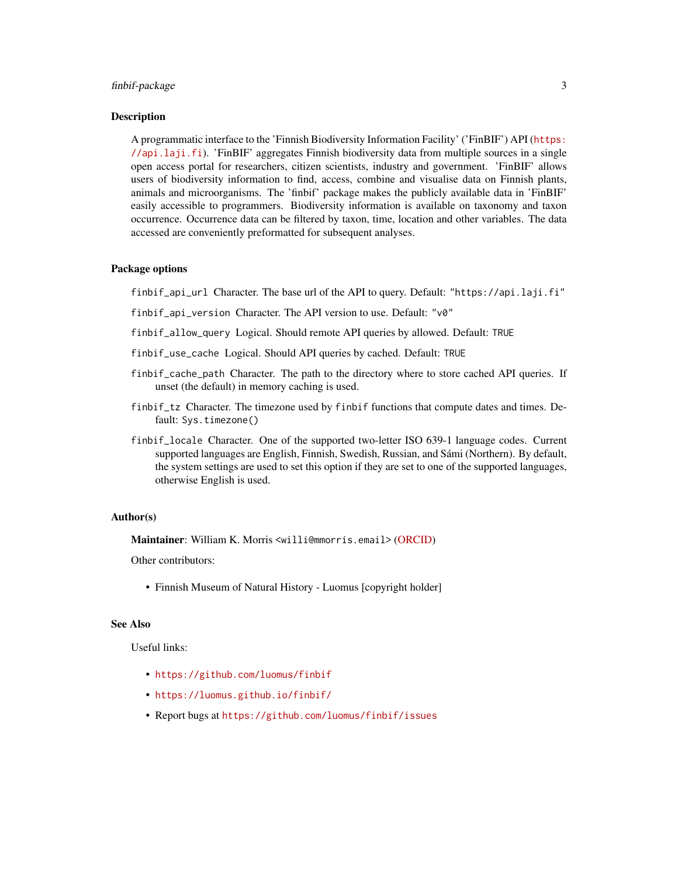## Description

A programmatic interface to the 'Finnish Biodiversity Information Facility' ('FinBIF') API (https://api.laji.fi). 'FinBIF' aggregates Finnish biodiversity data from multiple sources in a single open access portal for researchers, citizen scientists, industry and government. 'FinBIF' allows users of biodiversity information to find, access, combine and visualise data on Finnish plants, animals and microorganisms. The 'finbif' package makes the publicly available data in 'FinBIF' easily accessible to programmers. Biodiversity information is available on taxonomy and taxon occurrence. Occurrence data can be filtered by taxon, time, location and other variables. The data accessed are conveniently preformatted for subsequent analyses.

## Package options

`finbif_api_url` Character. The base url of the API to query. Default: `"https://api.laji.fi"`

`finbif_api_version` Character. The API version to use. Default: `"v0"`

`finbif_allow_query` Logical. Should remote API queries by allowed. Default: `TRUE`

`finbif_use_cache` Logical. Should API queries by cached. Default: `TRUE`

`finbif_cache_path` Character. The path to the directory where to store cached API queries. If unset (the default) in memory caching is used.

`finbif_tz` Character. The timezone used by `finbif` functions that compute dates and times. Default: `Sys.timezone()`

`finbif_locale` Character. One of the supported two-letter ISO 639-1 language codes. Current supported languages are English, Finnish, Swedish, Russian, and Sámi (Northern). By default, the system settings are used to set this option if they are set to one of the supported languages, otherwise English is used.

## Author(s)

**Maintainer**: William K. Morris <willi@mmorris.email> (ORCID)

Other contributors:

- Finnish Museum of Natural History - Luomus [copyright holder]

## See Also

Useful links:

- https://github.com/luomus/finbif
- https://luomus.github.io/finbif/
- Report bugs at https://github.com/luomus/finbif/issues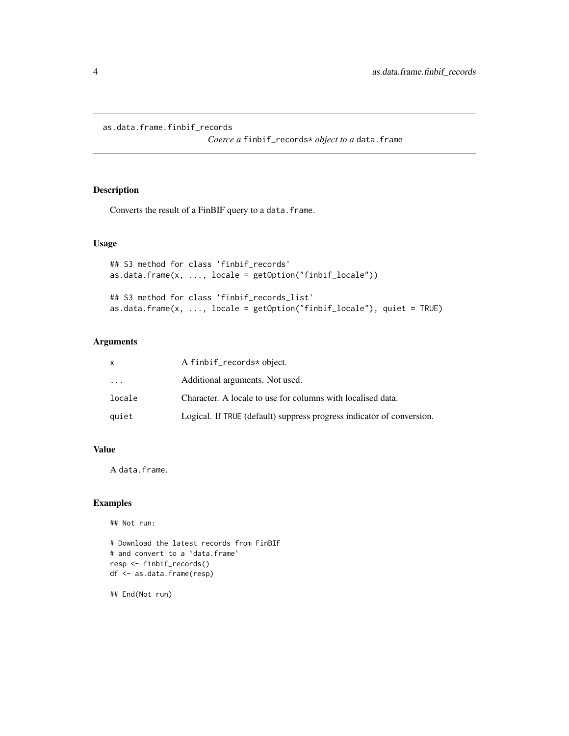# as.data.frame.finbif_records

*Coerce a* `finbif_records*` *object to a* `data.frame`

## Description

Converts the result of a FinBIF query to a `data.frame`.

## Usage

```
## S3 method for class 'finbif_records'
as.data.frame(x, ..., locale = getOption("finbif_locale"))

## S3 method for class 'finbif_records_list'
as.data.frame(x, ..., locale = getOption("finbif_locale"), quiet = TRUE)
```

## Arguments

| | |
|---|---|
| `x` | A `finbif_records*` object. |
| `...` | Additional arguments. Not used. |
| `locale` | Character. A locale to use for columns with localised data. |
| `quiet` | Logical. If `TRUE` (default) suppress progress indicator of conversion. |

## Value

A `data.frame`.

## Examples

```
## Not run:

# Download the latest records from FinBIF
# and convert to a `data.frame`
resp <- finbif_records()
df <- as.data.frame(resp)

## End(Not run)
```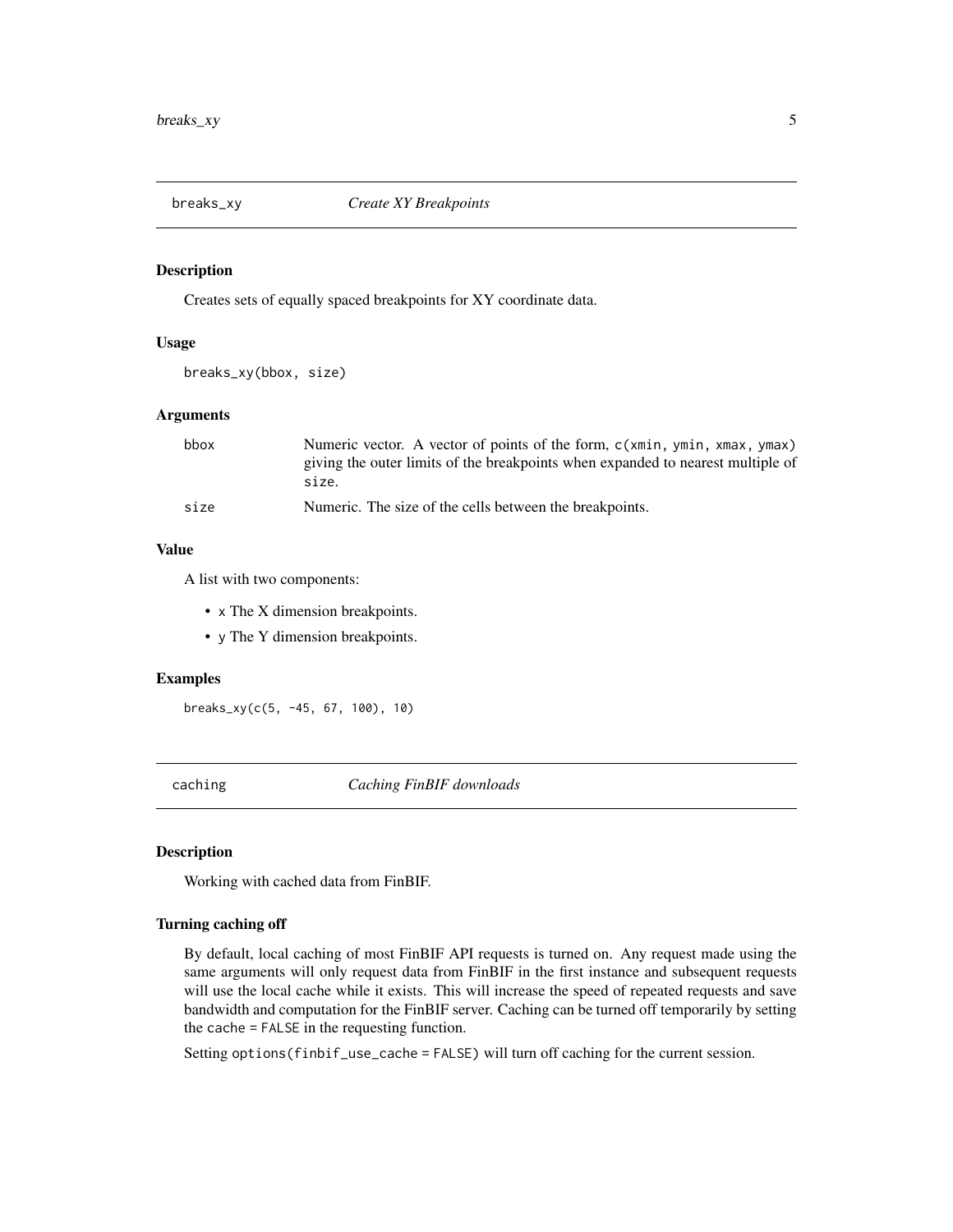## breaks_xy — *Create XY Breakpoints*

### Description

Creates sets of equally spaced breakpoints for XY coordinate data.

### Usage

```
breaks_xy(bbox, size)
```

### Arguments

| | |
|---|---|
| `bbox` | Numeric vector. A vector of points of the form, `c(xmin, ymin, xmax, ymax)` giving the outer limits of the breakpoints when expanded to nearest multiple of `size`. |
| `size` | Numeric. The size of the cells between the breakpoints. |

### Value

A list with two components:

- `x` The X dimension breakpoints.
- `y` The Y dimension breakpoints.

### Examples

```
breaks_xy(c(5, -45, 67, 100), 10)
```

## caching — *Caching FinBIF downloads*

### Description

Working with cached data from FinBIF.

### Turning caching off

By default, local caching of most FinBIF API requests is turned on. Any request made using the same arguments will only request data from FinBIF in the first instance and subsequent requests will use the local cache while it exists. This will increase the speed of repeated requests and save bandwidth and computation for the FinBIF server. Caching can be turned off temporarily by setting the `cache = FALSE` in the requesting function.

Setting `options(finbif_use_cache = FALSE)` will turn off caching for the current session.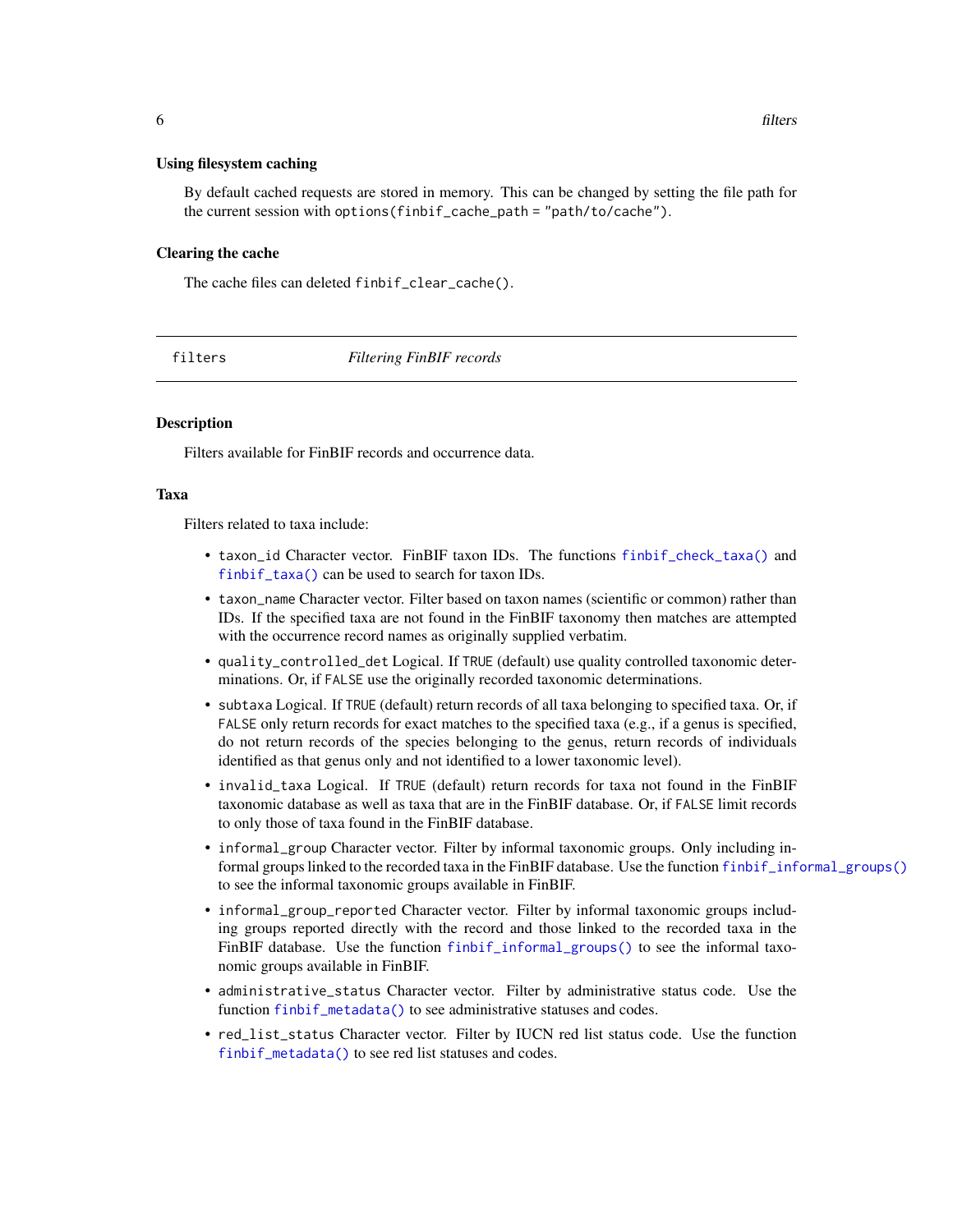### Using filesystem caching

By default cached requests are stored in memory. This can be changed by setting the file path for the current session with `options(finbif_cache_path = "path/to/cache")`.

### Clearing the cache

The cache files can deleted `finbif_clear_cache()`.

---

## filters — *Filtering FinBIF records*

---

### Description

Filters available for FinBIF records and occurrence data.

### Taxa

Filters related to taxa include:

- `taxon_id` Character vector. FinBIF taxon IDs. The functions `finbif_check_taxa()` and `finbif_taxa()` can be used to search for taxon IDs.
- `taxon_name` Character vector. Filter based on taxon names (scientific or common) rather than IDs. If the specified taxa are not found in the FinBIF taxonomy then matches are attempted with the occurrence record names as originally supplied verbatim.
- `quality_controlled_det` Logical. If `TRUE` (default) use quality controlled taxonomic determinations. Or, if `FALSE` use the originally recorded taxonomic determinations.
- `subtaxa` Logical. If `TRUE` (default) return records of all taxa belonging to specified taxa. Or, if `FALSE` only return records for exact matches to the specified taxa (e.g., if a genus is specified, do not return records of the species belonging to the genus, return records of individuals identified as that genus only and not identified to a lower taxonomic level).
- `invalid_taxa` Logical. If `TRUE` (default) return records for taxa not found in the FinBIF taxonomic database as well as taxa that are in the FinBIF database. Or, if `FALSE` limit records to only those of taxa found in the FinBIF database.
- `informal_group` Character vector. Filter by informal taxonomic groups. Only including informal groups linked to the recorded taxa in the FinBIF database. Use the function `finbif_informal_groups()` to see the informal taxonomic groups available in FinBIF.
- `informal_group_reported` Character vector. Filter by informal taxonomic groups including groups reported directly with the record and those linked to the recorded taxa in the FinBIF database. Use the function `finbif_informal_groups()` to see the informal taxonomic groups available in FinBIF.
- `administrative_status` Character vector. Filter by administrative status code. Use the function `finbif_metadata()` to see administrative statuses and codes.
- `red_list_status` Character vector. Filter by IUCN red list status code. Use the function `finbif_metadata()` to see red list statuses and codes.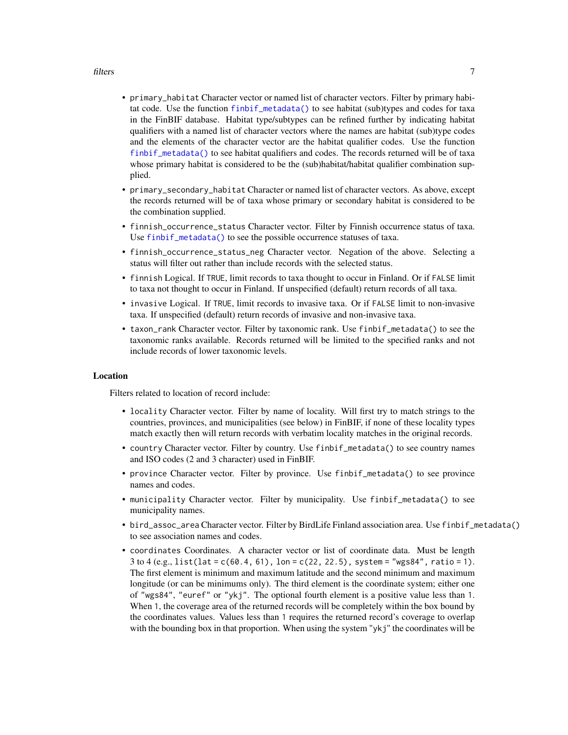- `primary_habitat` Character vector or named list of character vectors. Filter by primary habitat code. Use the function `finbif_metadata()` to see habitat (sub)types and codes for taxa in the FinBIF database. Habitat type/subtypes can be refined further by indicating habitat qualifiers with a named list of character vectors where the names are habitat (sub)type codes and the elements of the character vector are the habitat qualifier codes. Use the function `finbif_metadata()` to see habitat qualifiers and codes. The records returned will be of taxa whose primary habitat is considered to be the (sub)habitat/habitat qualifier combination supplied.
- `primary_secondary_habitat` Character or named list of character vectors. As above, except the records returned will be of taxa whose primary or secondary habitat is considered to be the combination supplied.
- `finnish_occurrence_status` Character vector. Filter by Finnish occurrence status of taxa. Use `finbif_metadata()` to see the possible occurrence statuses of taxa.
- `finnish_occurrence_status_neg` Character vector. Negation of the above. Selecting a status will filter out rather than include records with the selected status.
- `finnish` Logical. If `TRUE`, limit records to taxa thought to occur in Finland. Or if `FALSE` limit to taxa not thought to occur in Finland. If unspecified (default) return records of all taxa.
- `invasive` Logical. If `TRUE`, limit records to invasive taxa. Or if `FALSE` limit to non-invasive taxa. If unspecified (default) return records of invasive and non-invasive taxa.
- `taxon_rank` Character vector. Filter by taxonomic rank. Use `finbif_metadata()` to see the taxonomic ranks available. Records returned will be limited to the specified ranks and not include records of lower taxonomic levels.

### Location

Filters related to location of record include:

- `locality` Character vector. Filter by name of locality. Will first try to match strings to the countries, provinces, and municipalities (see below) in FinBIF, if none of these locality types match exactly then will return records with verbatim locality matches in the original records.
- `country` Character vector. Filter by country. Use `finbif_metadata()` to see country names and ISO codes (2 and 3 character) used in FinBIF.
- `province` Character vector. Filter by province. Use `finbif_metadata()` to see province names and codes.
- `municipality` Character vector. Filter by municipality. Use `finbif_metadata()` to see municipality names.
- `bird_assoc_area` Character vector. Filter by BirdLife Finland association area. Use `finbif_metadata()` to see association names and codes.
- `coordinates` Coordinates. A character vector or list of coordinate data. Must be length 3 to 4 (e.g., `list(lat = c(60.4, 61), lon = c(22, 22.5), system = "wgs84", ratio = 1)`. The first element is minimum and maximum latitude and the second minimum and maximum longitude (or can be minimums only). The third element is the coordinate system; either one of `"wgs84"`, `"euref"` or `"ykj"`. The optional fourth element is a positive value less than `1`. When `1`, the coverage area of the returned records will be completely within the box bound by the coordinates values. Values less than `1` requires the returned record's coverage to overlap with the bounding box in that proportion. When using the system `"ykj"` the coordinates will be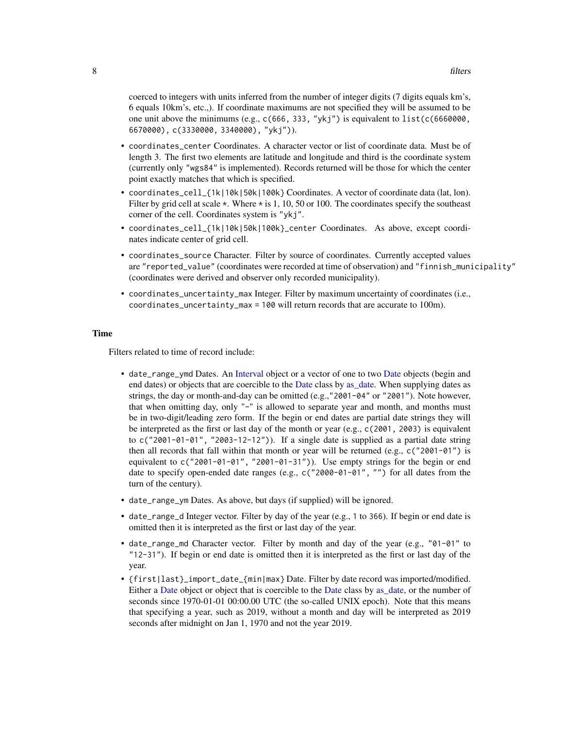coerced to integers with units inferred from the number of integer digits (7 digits equals km's, 6 equals 10km's, etc.,). If coordinate maximums are not specified they will be assumed to be one unit above the minimums (e.g., `c(666, 333, "ykj")` is equivalent to `list(c(6660000, 6670000), c(3330000, 3340000), "ykj")`).

- `coordinates_center` Coordinates. A character vector or list of coordinate data. Must be of length 3. The first two elements are latitude and longitude and third is the coordinate system (currently only `"wgs84"` is implemented). Records returned will be those for which the center point exactly matches that which is specified.
- `coordinates_cell_{1k|10k|50k|100k}` Coordinates. A vector of coordinate data (lat, lon). Filter by grid cell at scale *. Where * is 1, 10, 50 or 100. The coordinates specify the southeast corner of the cell. Coordinates system is `"ykj"`.
- `coordinates_cell_{1k|10k|50k|100k}_center` Coordinates. As above, except coordinates indicate center of grid cell.
- `coordinates_source` Character. Filter by source of coordinates. Currently accepted values are `"reported_value"` (coordinates were recorded at time of observation) and `"finnish_municipality"` (coordinates were derived and observer only recorded municipality).
- `coordinates_uncertainty_max` Integer. Filter by maximum uncertainty of coordinates (i.e., `coordinates_uncertainty_max = 100` will return records that are accurate to 100m).

## Time

Filters related to time of record include:

- `date_range_ymd` Dates. An Interval object or a vector of one to two Date objects (begin and end dates) or objects that are coercible to the Date class by as_date. When supplying dates as strings, the day or month-and-day can be omitted (e.g.,`"2001-04"` or `"2001"`). Note however, that when omitting day, only `"-"` is allowed to separate year and month, and months must be in two-digit/leading zero form. If the begin or end dates are partial date strings they will be interpreted as the first or last day of the month or year (e.g., `c(2001, 2003)` is equivalent to `c("2001-01-01", "2003-12-12")`). If a single date is supplied as a partial date string then all records that fall within that month or year will be returned (e.g., `c("2001-01")` is equivalent to `c("2001-01-01", "2001-01-31")`). Use empty strings for the begin or end date to specify open-ended date ranges (e.g., `c("2000-01-01", "")` for all dates from the turn of the century).
- `date_range_ym` Dates. As above, but days (if supplied) will be ignored.
- `date_range_d` Integer vector. Filter by day of the year (e.g., `1` to `366`). If begin or end date is omitted then it is interpreted as the first or last day of the year.
- `date_range_md` Character vector. Filter by month and day of the year (e.g., `"01-01"` to `"12-31"`). If begin or end date is omitted then it is interpreted as the first or last day of the year.
- `{first|last}_import_date_{min|max}` Date. Filter by date record was imported/modified. Either a Date object or object that is coercible to the Date class by as_date, or the number of seconds since 1970-01-01 00:00.00 UTC (the so-called UNIX epoch). Note that this means that specifying a year, such as 2019, without a month and day will be interpreted as 2019 seconds after midnight on Jan 1, 1970 and not the year 2019.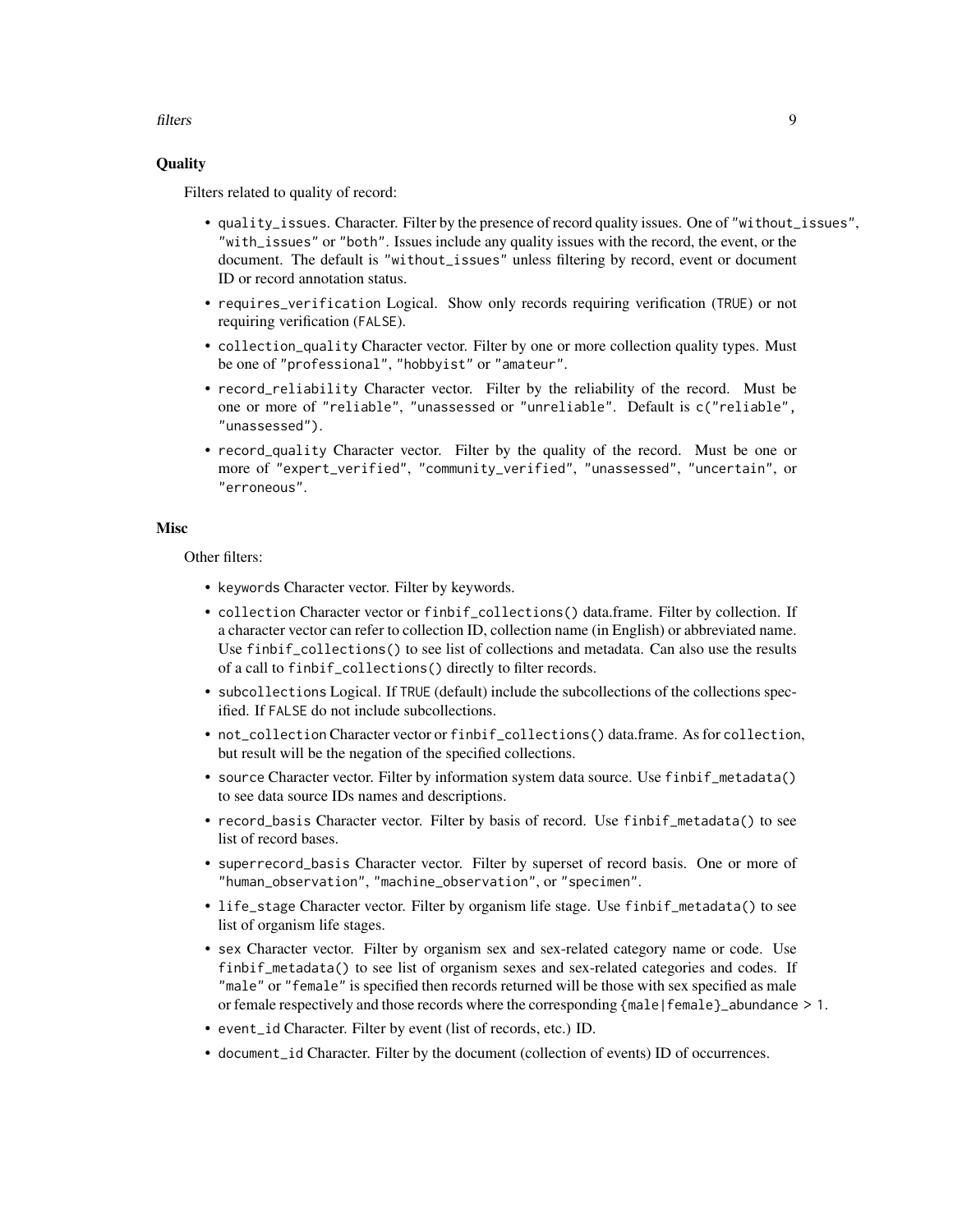### Quality

Filters related to quality of record:

- `quality_issues`. Character. Filter by the presence of record quality issues. One of `"without_issues"`, `"with_issues"` or `"both"`. Issues include any quality issues with the record, the event, or the document. The default is `"without_issues"` unless filtering by record, event or document ID or record annotation status.
- `requires_verification` Logical. Show only records requiring verification (`TRUE`) or not requiring verification (`FALSE`).
- `collection_quality` Character vector. Filter by one or more collection quality types. Must be one of `"professional"`, `"hobbyist"` or `"amateur"`.
- `record_reliability` Character vector. Filter by the reliability of the record. Must be one or more of `"reliable"`, `"unassessed` or `"unreliable"`. Default is `c("reliable", "unassessed")`.
- `record_quality` Character vector. Filter by the quality of the record. Must be one or more of `"expert_verified"`, `"community_verified"`, `"unassessed"`, `"uncertain"`, or `"erroneous"`.

### Misc

Other filters:

- `keywords` Character vector. Filter by keywords.
- `collection` Character vector or `finbif_collections()` data.frame. Filter by collection. If a character vector can refer to collection ID, collection name (in English) or abbreviated name. Use `finbif_collections()` to see list of collections and metadata. Can also use the results of a call to `finbif_collections()` directly to filter records.
- `subcollections` Logical. If `TRUE` (default) include the subcollections of the collections specified. If `FALSE` do not include subcollections.
- `not_collection` Character vector or `finbif_collections()` data.frame. As for `collection`, but result will be the negation of the specified collections.
- `source` Character vector. Filter by information system data source. Use `finbif_metadata()` to see data source IDs names and descriptions.
- `record_basis` Character vector. Filter by basis of record. Use `finbif_metadata()` to see list of record bases.
- `superrecord_basis` Character vector. Filter by superset of record basis. One or more of `"human_observation"`, `"machine_observation"`, or `"specimen"`.
- `life_stage` Character vector. Filter by organism life stage. Use `finbif_metadata()` to see list of organism life stages.
- `sex` Character vector. Filter by organism sex and sex-related category name or code. Use `finbif_metadata()` to see list of organism sexes and sex-related categories and codes. If `"male"` or `"female"` is specified then records returned will be those with sex specified as male or female respectively and those records where the corresponding `{male|female}_abundance > 1`.
- `event_id` Character. Filter by event (list of records, etc.) ID.
- `document_id` Character. Filter by the document (collection of events) ID of occurrences.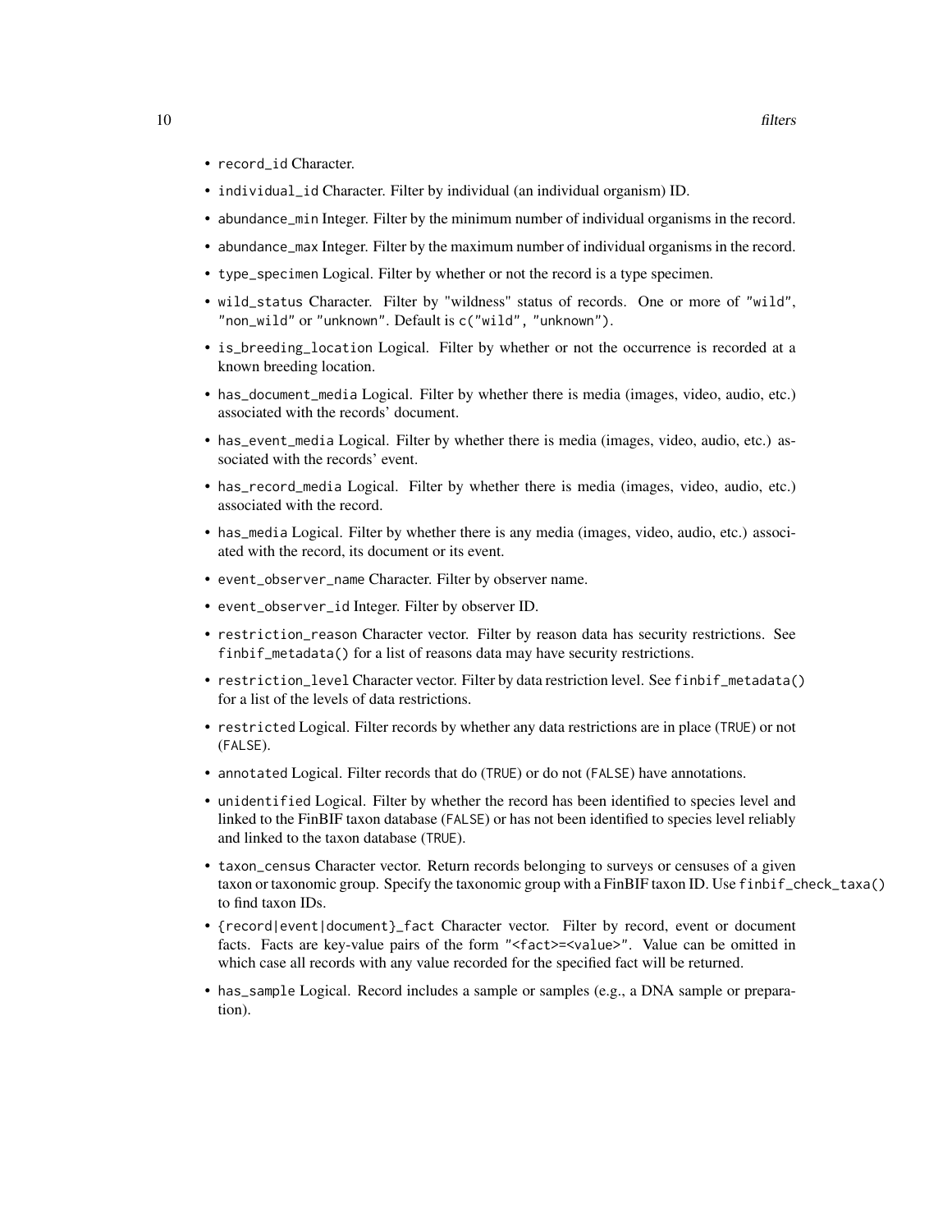- `record_id` Character.
- `individual_id` Character. Filter by individual (an individual organism) ID.
- `abundance_min` Integer. Filter by the minimum number of individual organisms in the record.
- `abundance_max` Integer. Filter by the maximum number of individual organisms in the record.
- `type_specimen` Logical. Filter by whether or not the record is a type specimen.
- `wild_status` Character. Filter by "wildness" status of records. One or more of `"wild"`, `"non_wild"` or `"unknown"`. Default is `c("wild", "unknown")`.
- `is_breeding_location` Logical. Filter by whether or not the occurrence is recorded at a known breeding location.
- `has_document_media` Logical. Filter by whether there is media (images, video, audio, etc.) associated with the records' document.
- `has_event_media` Logical. Filter by whether there is media (images, video, audio, etc.) associated with the records' event.
- `has_record_media` Logical. Filter by whether there is media (images, video, audio, etc.) associated with the record.
- `has_media` Logical. Filter by whether there is any media (images, video, audio, etc.) associated with the record, its document or its event.
- `event_observer_name` Character. Filter by observer name.
- `event_observer_id` Integer. Filter by observer ID.
- `restriction_reason` Character vector. Filter by reason data has security restrictions. See `finbif_metadata()` for a list of reasons data may have security restrictions.
- `restriction_level` Character vector. Filter by data restriction level. See `finbif_metadata()` for a list of the levels of data restrictions.
- `restricted` Logical. Filter records by whether any data restrictions are in place (`TRUE`) or not (`FALSE`).
- `annotated` Logical. Filter records that do (`TRUE`) or do not (`FALSE`) have annotations.
- `unidentified` Logical. Filter by whether the record has been identified to species level and linked to the FinBIF taxon database (`FALSE`) or has not been identified to species level reliably and linked to the taxon database (`TRUE`).
- `taxon_census` Character vector. Return records belonging to surveys or censuses of a given taxon or taxonomic group. Specify the taxonomic group with a FinBIF taxon ID. Use `finbif_check_taxa()` to find taxon IDs.
- `{record|event|document}_fact` Character vector. Filter by record, event or document facts. Facts are key-value pairs of the form `"<fact>=<value>"`. Value can be omitted in which case all records with any value recorded for the specified fact will be returned.
- `has_sample` Logical. Record includes a sample or samples (e.g., a DNA sample or preparation).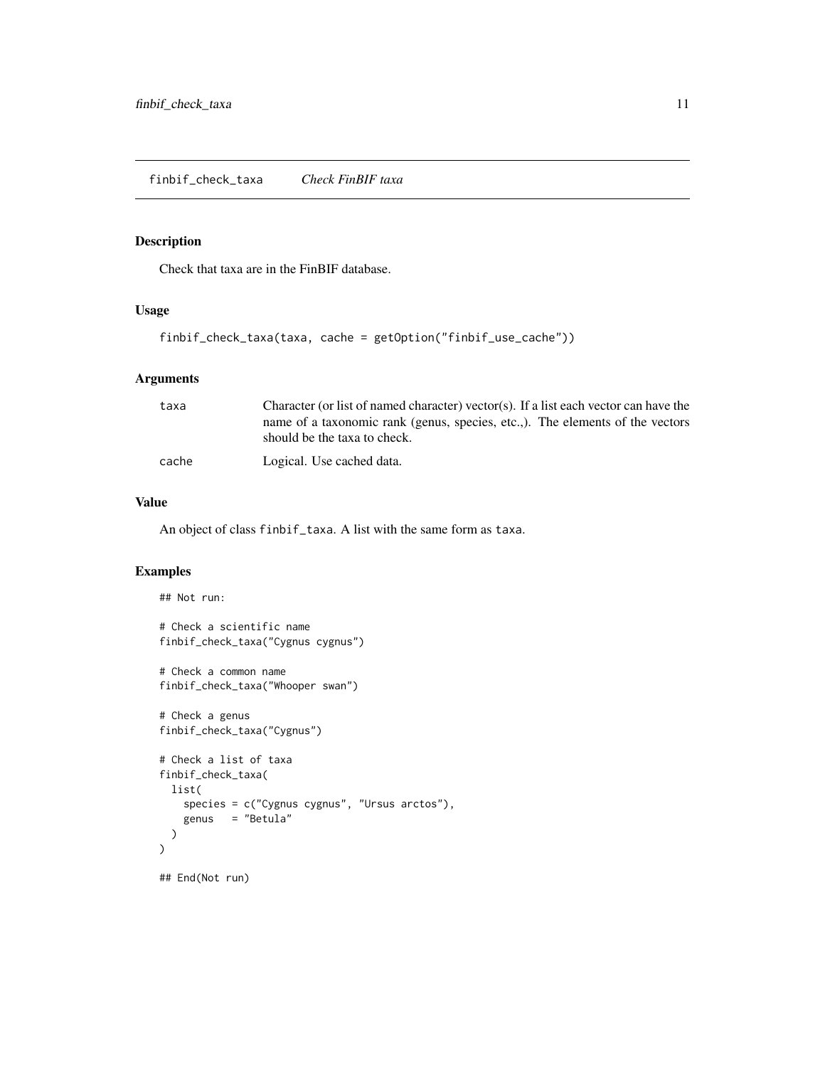## finbif_check_taxa *Check FinBIF taxa*

### Description

Check that taxa are in the FinBIF database.

### Usage

```
finbif_check_taxa(taxa, cache = getOption("finbif_use_cache"))
```

### Arguments

| | |
|---|---|
| taxa | Character (or list of named character) vector(s). If a list each vector can have the name of a taxonomic rank (genus, species, etc.,). The elements of the vectors should be the taxa to check. |
| cache | Logical. Use cached data. |

### Value

An object of class `finbif_taxa`. A list with the same form as `taxa`.

### Examples

```
## Not run:

# Check a scientific name
finbif_check_taxa("Cygnus cygnus")

# Check a common name
finbif_check_taxa("Whooper swan")

# Check a genus
finbif_check_taxa("Cygnus")

# Check a list of taxa
finbif_check_taxa(
  list(
    species = c("Cygnus cygnus", "Ursus arctos"),
    genus   = "Betula"
  )
)

## End(Not run)
```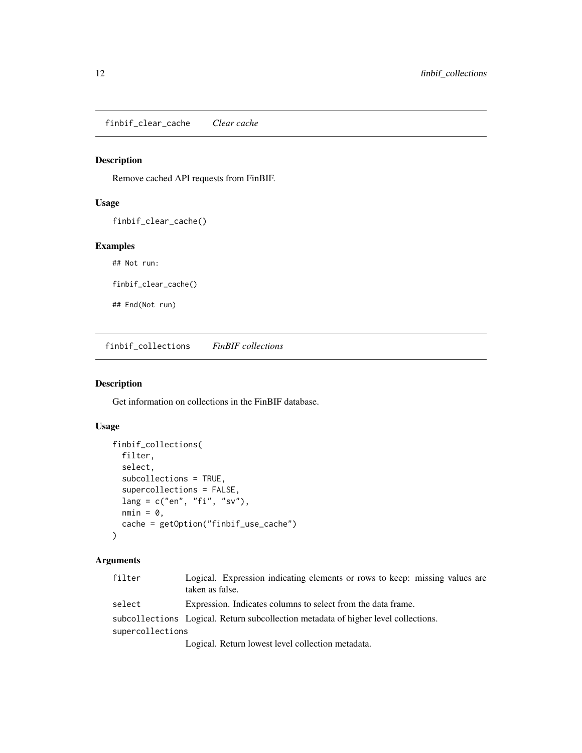## finbif_clear_cache *Clear cache*

### Description

Remove cached API requests from FinBIF.

### Usage

```
finbif_clear_cache()
```

### Examples

```
## Not run:

finbif_clear_cache()

## End(Not run)
```

## finbif_collections *FinBIF collections*

### Description

Get information on collections in the FinBIF database.

### Usage

```
finbif_collections(
  filter,
  select,
  subcollections = TRUE,
  supercollections = FALSE,
  lang = c("en", "fi", "sv"),
  nmin = 0,
  cache = getOption("finbif_use_cache")
)
```

### Arguments

| | |
|---|---|
| filter | Logical. Expression indicating elements or rows to keep: missing values are taken as false. |
| select | Expression. Indicates columns to select from the data frame. |
| subcollections | Logical. Return subcollection metadata of higher level collections. |
| supercollections | Logical. Return lowest level collection metadata. |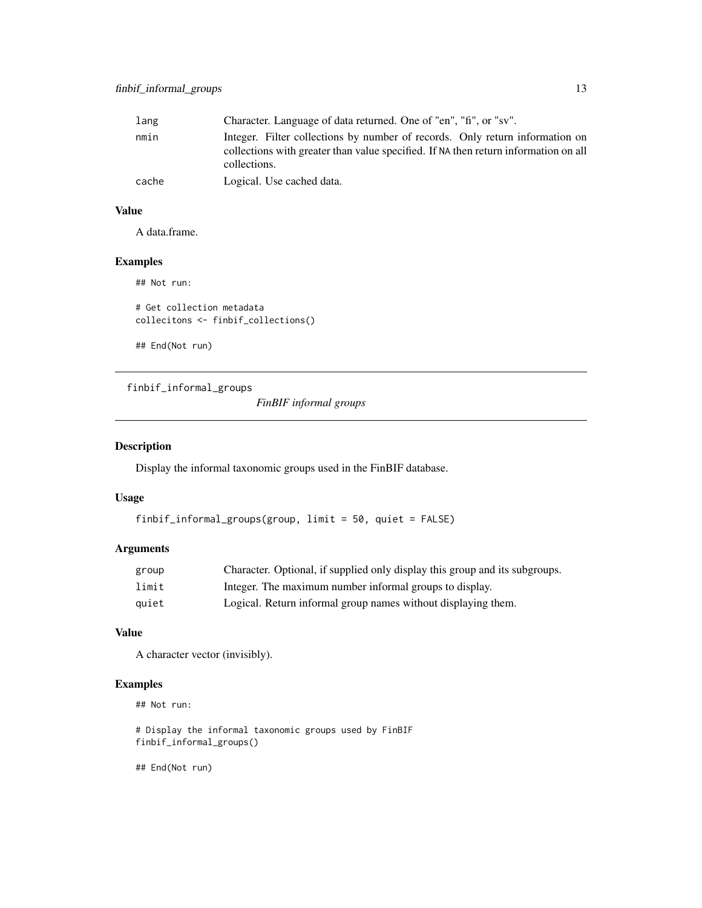| | |
|---|---|
| lang | Character. Language of data returned. One of "en", "fi", or "sv". |
| nmin | Integer. Filter collections by number of records. Only return information on collections with greater than value specified. If NA then return information on all collections. |
| cache | Logical. Use cached data. |

### Value

A data.frame.

### Examples

```
## Not run:

# Get collection metadata
collecitons <- finbif_collections()

## End(Not run)
```

---

## finbif_informal_groups

*FinBIF informal groups*

---

### Description

Display the informal taxonomic groups used in the FinBIF database.

### Usage

```
finbif_informal_groups(group, limit = 50, quiet = FALSE)
```

### Arguments

| | |
|---|---|
| group | Character. Optional, if supplied only display this group and its subgroups. |
| limit | Integer. The maximum number informal groups to display. |
| quiet | Logical. Return informal group names without displaying them. |

### Value

A character vector (invisibly).

### Examples

```
## Not run:

# Display the informal taxonomic groups used by FinBIF
finbif_informal_groups()

## End(Not run)
```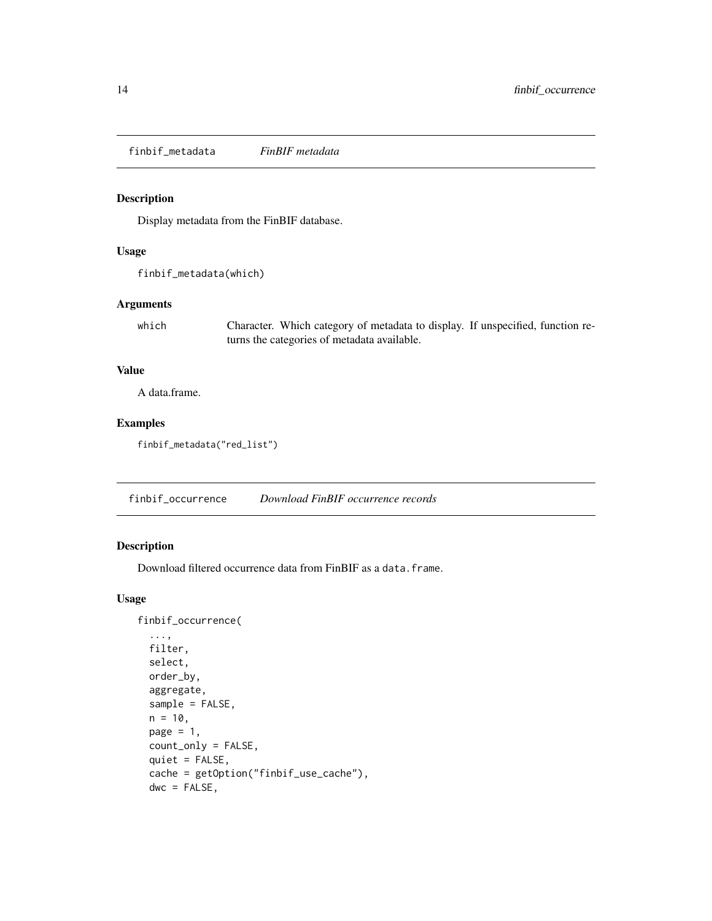## finbif_metadata *FinBIF metadata*

### Description

Display metadata from the FinBIF database.

### Usage

```
finbif_metadata(which)
```

### Arguments

| | |
|---|---|
| which | Character. Which category of metadata to display. If unspecified, function returns the categories of metadata available. |

### Value

A data.frame.

### Examples

```
finbif_metadata("red_list")
```

## finbif_occurrence *Download FinBIF occurrence records*

### Description

Download filtered occurrence data from FinBIF as a `data.frame`.

### Usage

```
finbif_occurrence(
  ...,
  filter,
  select,
  order_by,
  aggregate,
  sample = FALSE,
  n = 10,
  page = 1,
  count_only = FALSE,
  quiet = FALSE,
  cache = getOption("finbif_use_cache"),
  dwc = FALSE,
```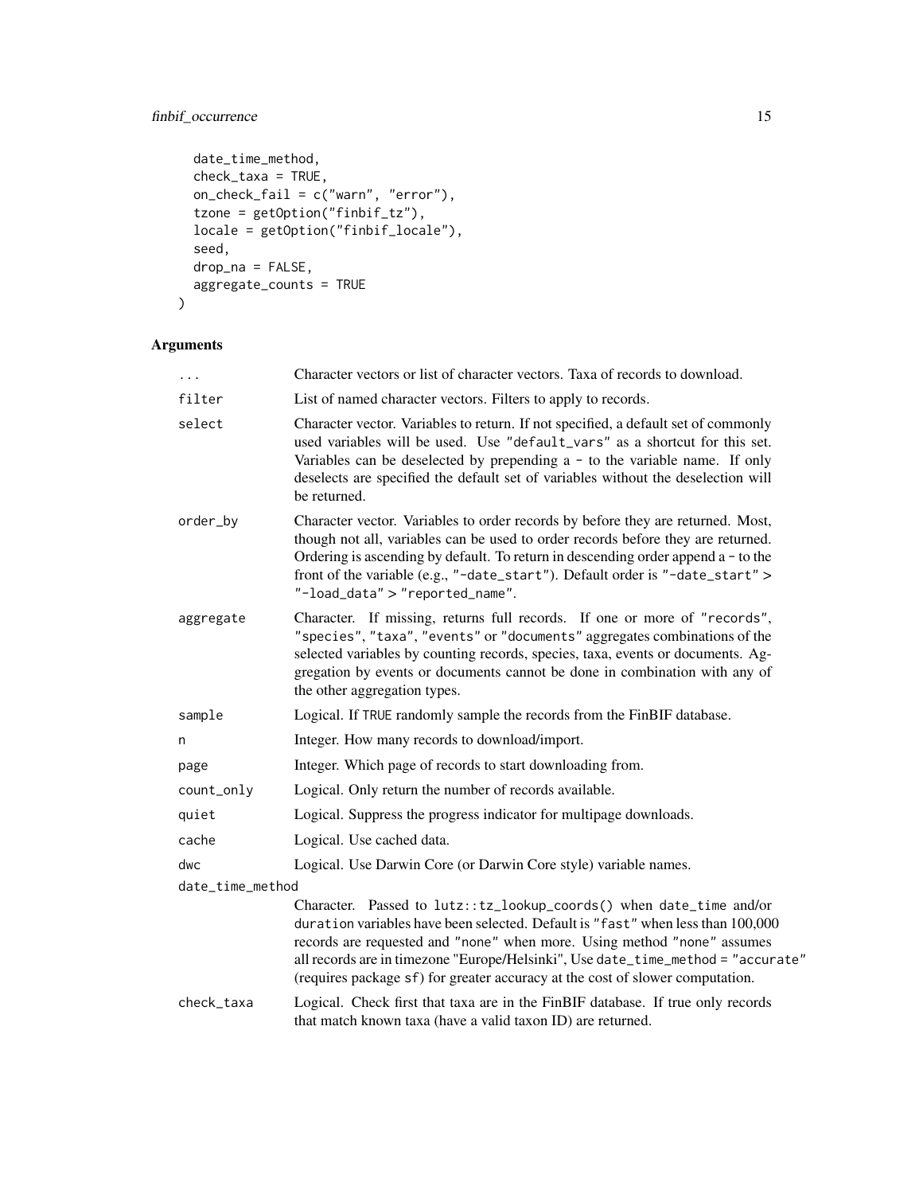```
  date_time_method,
  check_taxa = TRUE,
  on_check_fail = c("warn", "error"),
  tzone = getOption("finbif_tz"),
  locale = getOption("finbif_locale"),
  seed,
  drop_na = FALSE,
  aggregate_counts = TRUE
)
```

## Arguments

| Argument | Description |
|---|---|
| `...` | Character vectors or list of character vectors. Taxa of records to download. |
| `filter` | List of named character vectors. Filters to apply to records. |
| `select` | Character vector. Variables to return. If not specified, a default set of commonly used variables will be used. Use `"default_vars"` as a shortcut for this set. Variables can be deselected by prepending a `-` to the variable name. If only deselects are specified the default set of variables without the deselection will be returned. |
| `order_by` | Character vector. Variables to order records by before they are returned. Most, though not all, variables can be used to order records before they are returned. Ordering is ascending by default. To return in descending order append a `-` to the front of the variable (e.g., `"-date_start"`). Default order is `"-date_start"` > `"-load_data"` > `"reported_name"`. |
| `aggregate` | Character. If missing, returns full records. If one or more of `"records"`, `"species"`, `"taxa"`, `"events"` or `"documents"` aggregates combinations of the selected variables by counting records, species, taxa, events or documents. Aggregation by events or documents cannot be done in combination with any of the other aggregation types. |
| `sample` | Logical. If `TRUE` randomly sample the records from the FinBIF database. |
| `n` | Integer. How many records to download/import. |
| `page` | Integer. Which page of records to start downloading from. |
| `count_only` | Logical. Only return the number of records available. |
| `quiet` | Logical. Suppress the progress indicator for multipage downloads. |
| `cache` | Logical. Use cached data. |
| `dwc` | Logical. Use Darwin Core (or Darwin Core style) variable names. |
| `date_time_method` | Character. Passed to `lutz::tz_lookup_coords()` when `date_time` and/or `duration` variables have been selected. Default is `"fast"` when less than 100,000 records are requested and `"none"` when more. Using method `"none"` assumes all records are in timezone "Europe/Helsinki", Use `date_time_method = "accurate"` (requires package `sf`) for greater accuracy at the cost of slower computation. |
| `check_taxa` | Logical. Check first that taxa are in the FinBIF database. If true only records that match known taxa (have a valid taxon ID) are returned. |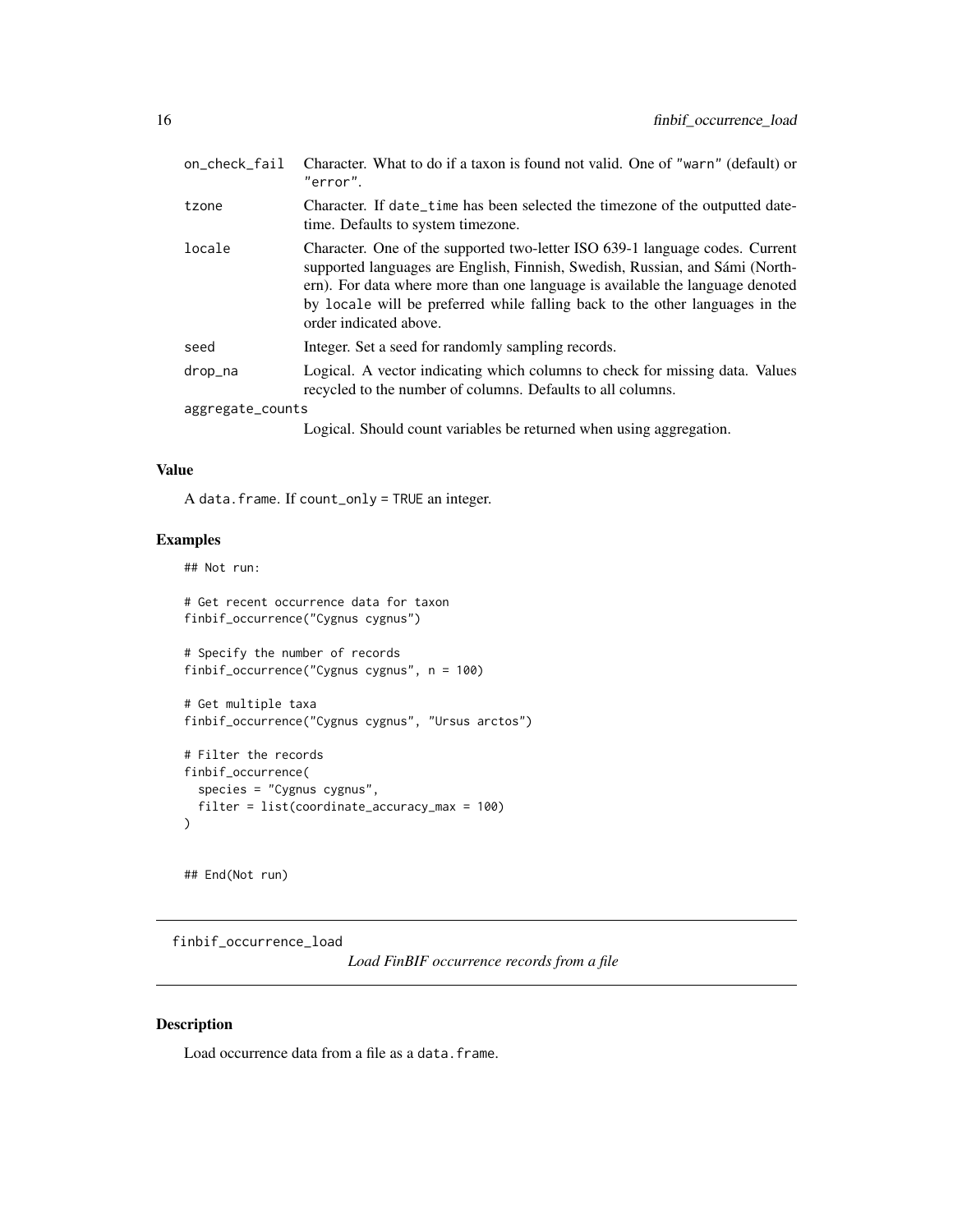| | |
|---|---|
| `on_check_fail` | Character. What to do if a taxon is found not valid. One of `"warn"` (default) or `"error"`. |
| `tzone` | Character. If `date_time` has been selected the timezone of the outputted date-time. Defaults to system timezone. |
| `locale` | Character. One of the supported two-letter ISO 639-1 language codes. Current supported languages are English, Finnish, Swedish, Russian, and Sámi (Northern). For data where more than one language is available the language denoted by `locale` will be preferred while falling back to the other languages in the order indicated above. |
| `seed` | Integer. Set a seed for randomly sampling records. |
| `drop_na` | Logical. A vector indicating which columns to check for missing data. Values recycled to the number of columns. Defaults to all columns. |
| `aggregate_counts` | Logical. Should count variables be returned when using aggregation. |

### Value

A `data.frame`. If `count_only = TRUE` an integer.

### Examples

```
## Not run:

# Get recent occurrence data for taxon
finbif_occurrence("Cygnus cygnus")

# Specify the number of records
finbif_occurrence("Cygnus cygnus", n = 100)

# Get multiple taxa
finbif_occurrence("Cygnus cygnus", "Ursus arctos")

# Filter the records
finbif_occurrence(
  species = "Cygnus cygnus",
  filter = list(coordinate_accuracy_max = 100)
)


## End(Not run)
```

---

## finbif_occurrence_load

*Load FinBIF occurrence records from a file*

### Description

Load occurrence data from a file as a `data.frame`.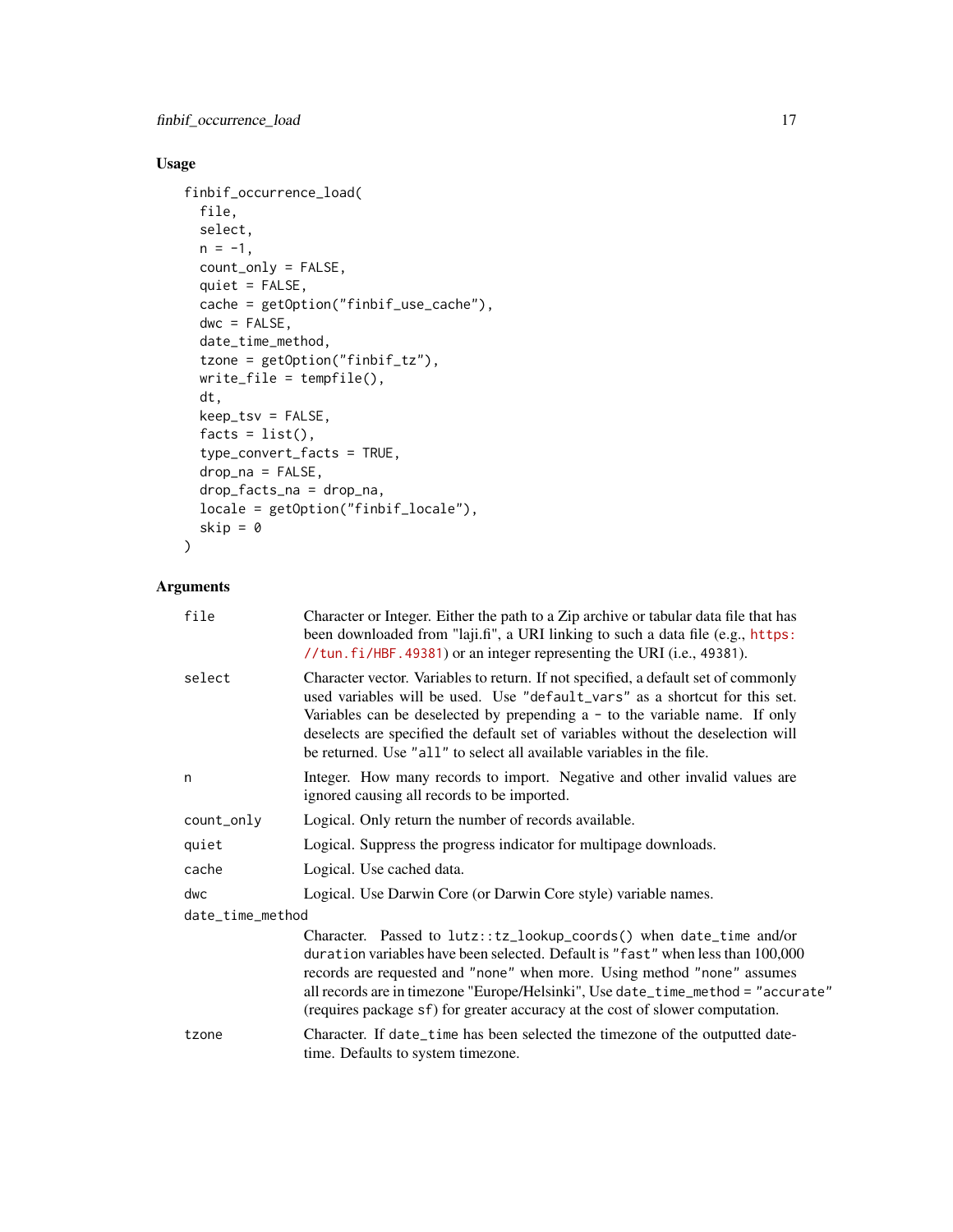## Usage

```
finbif_occurrence_load(
  file,
  select,
  n = -1,
  count_only = FALSE,
  quiet = FALSE,
  cache = getOption("finbif_use_cache"),
  dwc = FALSE,
  date_time_method,
  tzone = getOption("finbif_tz"),
  write_file = tempfile(),
  dt,
  keep_tsv = FALSE,
  facts = list(),
  type_convert_facts = TRUE,
  drop_na = FALSE,
  drop_facts_na = drop_na,
  locale = getOption("finbif_locale"),
  skip = 0
)
```

## Arguments

| Argument | Description |
| --- | --- |
| `file` | Character or Integer. Either the path to a Zip archive or tabular data file that has been downloaded from "laji.fi", a URI linking to such a data file (e.g., https://tun.fi/HBF.49381) or an integer representing the URI (i.e., 49381). |
| `select` | Character vector. Variables to return. If not specified, a default set of commonly used variables will be used. Use `"default_vars"` as a shortcut for this set. Variables can be deselected by prepending a `-` to the variable name. If only deselects are specified the default set of variables without the deselection will be returned. Use `"all"` to select all available variables in the file. |
| `n` | Integer. How many records to import. Negative and other invalid values are ignored causing all records to be imported. |
| `count_only` | Logical. Only return the number of records available. |
| `quiet` | Logical. Suppress the progress indicator for multipage downloads. |
| `cache` | Logical. Use cached data. |
| `dwc` | Logical. Use Darwin Core (or Darwin Core style) variable names. |
| `date_time_method` | Character. Passed to `lutz::tz_lookup_coords()` when `date_time` and/or `duration` variables have been selected. Default is `"fast"` when less than 100,000 records are requested and `"none"` when more. Using method `"none"` assumes all records are in timezone "Europe/Helsinki", Use `date_time_method = "accurate"` (requires package `sf`) for greater accuracy at the cost of slower computation. |
| `tzone` | Character. If `date_time` has been selected the timezone of the outputted date-time. Defaults to system timezone. |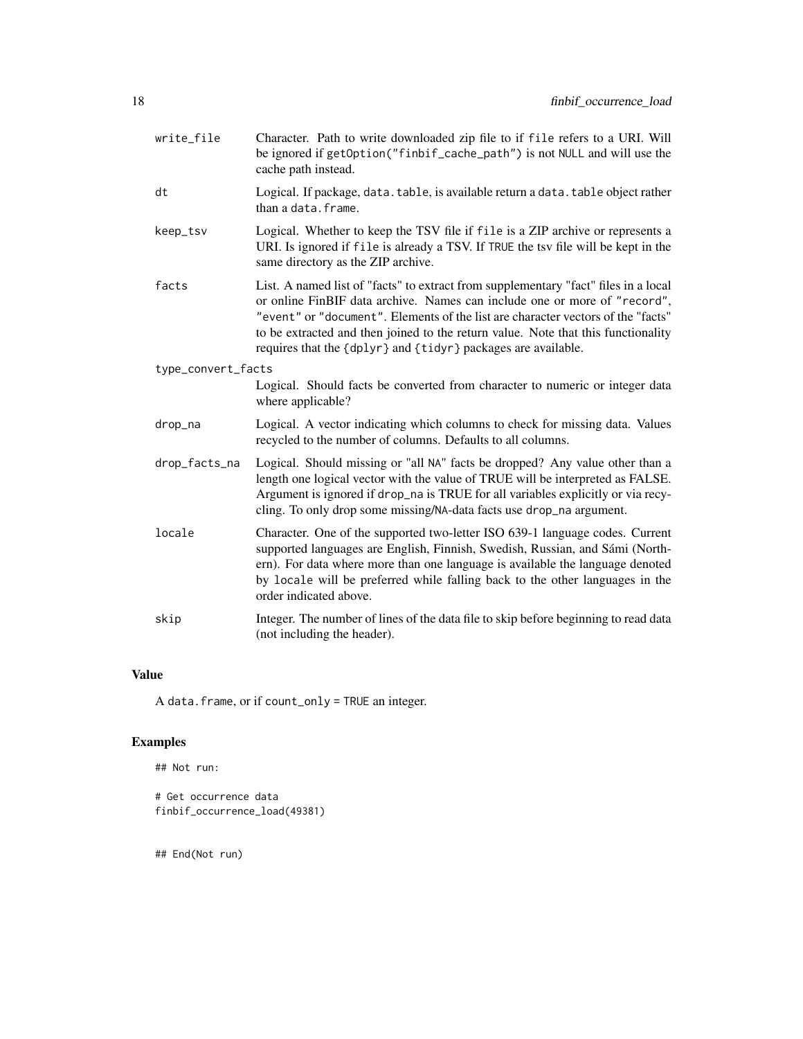| | |
|---|---|
| `write_file` | Character. Path to write downloaded zip file to if `file` refers to a URI. Will be ignored if `getOption("finbif_cache_path")` is not `NULL` and will use the cache path instead. |
| `dt` | Logical. If package, `data.table`, is available return a `data.table` object rather than a `data.frame`. |
| `keep_tsv` | Logical. Whether to keep the TSV file if `file` is a ZIP archive or represents a URI. Is ignored if `file` is already a TSV. If `TRUE` the tsv file will be kept in the same directory as the ZIP archive. |
| `facts` | List. A named list of "facts" to extract from supplementary "fact" files in a local or online FinBIF data archive. Names can include one or more of `"record"`, `"event"` or `"document"`. Elements of the list are character vectors of the "facts" to be extracted and then joined to the return value. Note that this functionality requires that the `{dplyr}` and `{tidyr}` packages are available. |
| `type_convert_facts` | Logical. Should facts be converted from character to numeric or integer data where applicable? |
| `drop_na` | Logical. A vector indicating which columns to check for missing data. Values recycled to the number of columns. Defaults to all columns. |
| `drop_facts_na` | Logical. Should missing or "all `NA`" facts be dropped? Any value other than a length one logical vector with the value of TRUE will be interpreted as FALSE. Argument is ignored if `drop_na` is TRUE for all variables explicitly or via recycling. To only drop some missing/`NA`-data facts use `drop_na` argument. |
| `locale` | Character. One of the supported two-letter ISO 639-1 language codes. Current supported languages are English, Finnish, Swedish, Russian, and Sámi (Northern). For data where more than one language is available the language denoted by `locale` will be preferred while falling back to the other languages in the order indicated above. |
| `skip` | Integer. The number of lines of the data file to skip before beginning to read data (not including the header). |

## Value

A `data.frame`, or if `count_only = TRUE` an integer.

## Examples

```
## Not run:

# Get occurrence data
finbif_occurrence_load(49381)


## End(Not run)
```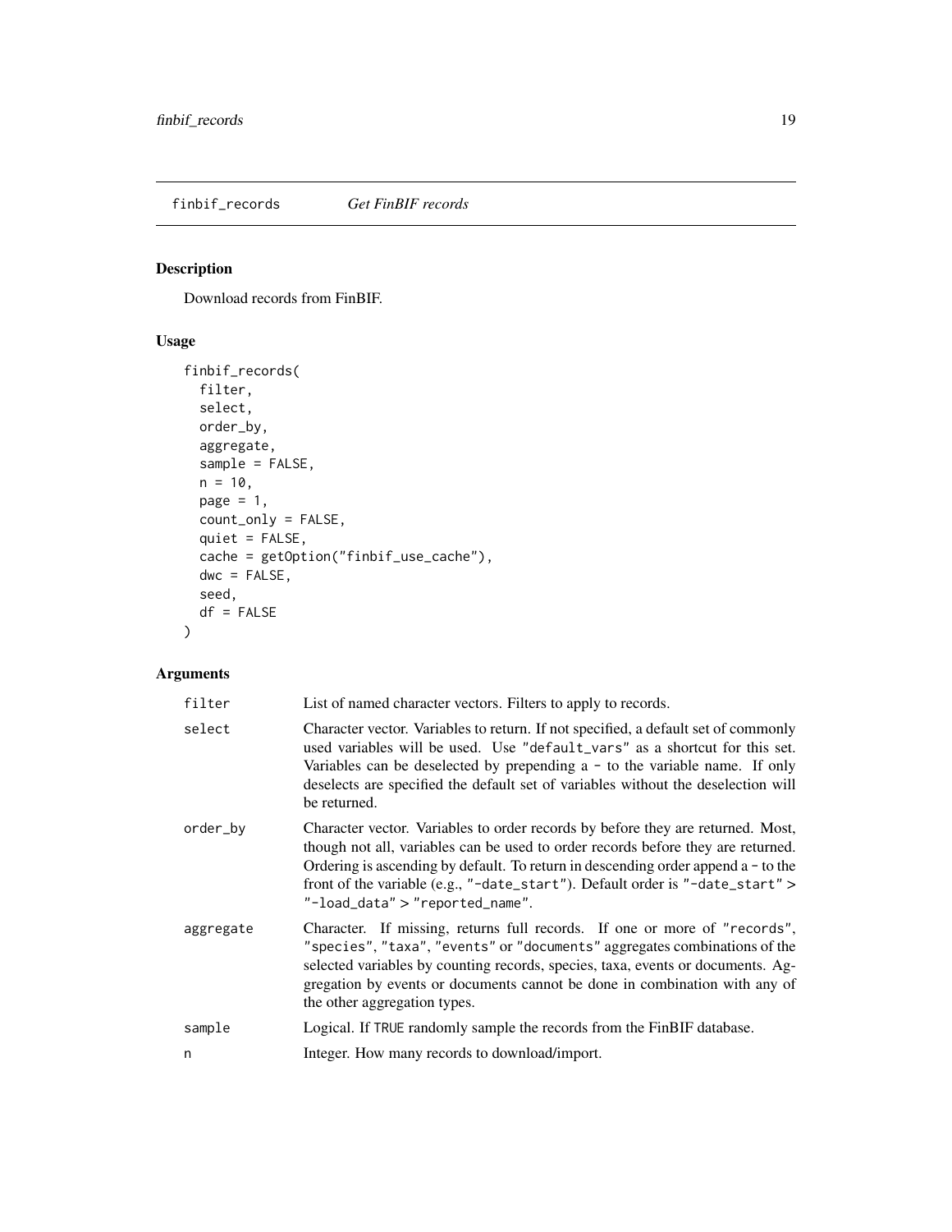finbif_records *Get FinBIF records*

## Description

Download records from FinBIF.

## Usage

```
finbif_records(
  filter,
  select,
  order_by,
  aggregate,
  sample = FALSE,
  n = 10,
  page = 1,
  count_only = FALSE,
  quiet = FALSE,
  cache = getOption("finbif_use_cache"),
  dwc = FALSE,
  seed,
  df = FALSE
)
```

## Arguments

| | |
|---|---|
| filter | List of named character vectors. Filters to apply to records. |
| select | Character vector. Variables to return. If not specified, a default set of commonly used variables will be used. Use `"default_vars"` as a shortcut for this set. Variables can be deselected by prepending a `-` to the variable name. If only deselects are specified the default set of variables without the deselection will be returned. |
| order_by | Character vector. Variables to order records by before they are returned. Most, though not all, variables can be used to order records before they are returned. Ordering is ascending by default. To return in descending order append a `-` to the front of the variable (e.g., `"-date_start"`). Default order is `"-date_start"` > `"-load_data"` > `"reported_name"`. |
| aggregate | Character. If missing, returns full records. If one or more of `"records"`, `"species"`, `"taxa"`, `"events"` or `"documents"` aggregates combinations of the selected variables by counting records, species, taxa, events or documents. Aggregation by events or documents cannot be done in combination with any of the other aggregation types. |
| sample | Logical. If `TRUE` randomly sample the records from the FinBIF database. |
| n | Integer. How many records to download/import. |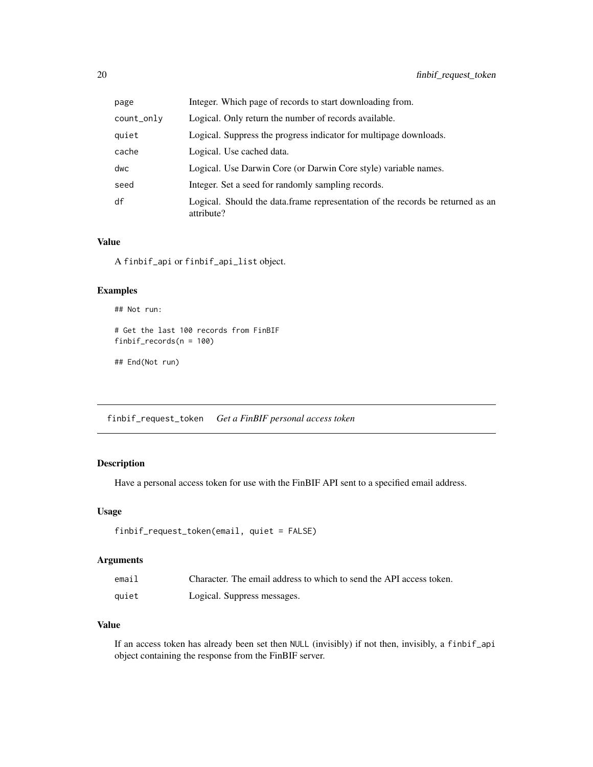| | |
|---|---|
| page | Integer. Which page of records to start downloading from. |
| count_only | Logical. Only return the number of records available. |
| quiet | Logical. Suppress the progress indicator for multipage downloads. |
| cache | Logical. Use cached data. |
| dwc | Logical. Use Darwin Core (or Darwin Core style) variable names. |
| seed | Integer. Set a seed for randomly sampling records. |
| df | Logical. Should the data.frame representation of the records be returned as an attribute? |

### Value

A `finbif_api` or `finbif_api_list` object.

### Examples

```
## Not run:

# Get the last 100 records from FinBIF
finbif_records(n = 100)

## End(Not run)
```

---

## `finbif_request_token` *Get a FinBIF personal access token*

---

### Description

Have a personal access token for use with the FinBIF API sent to a specified email address.

### Usage

```
finbif_request_token(email, quiet = FALSE)
```

### Arguments

| | |
|---|---|
| email | Character. The email address to which to send the API access token. |
| quiet | Logical. Suppress messages. |

### Value

If an access token has already been set then `NULL` (invisibly) if not then, invisibly, a `finbif_api` object containing the response from the FinBIF server.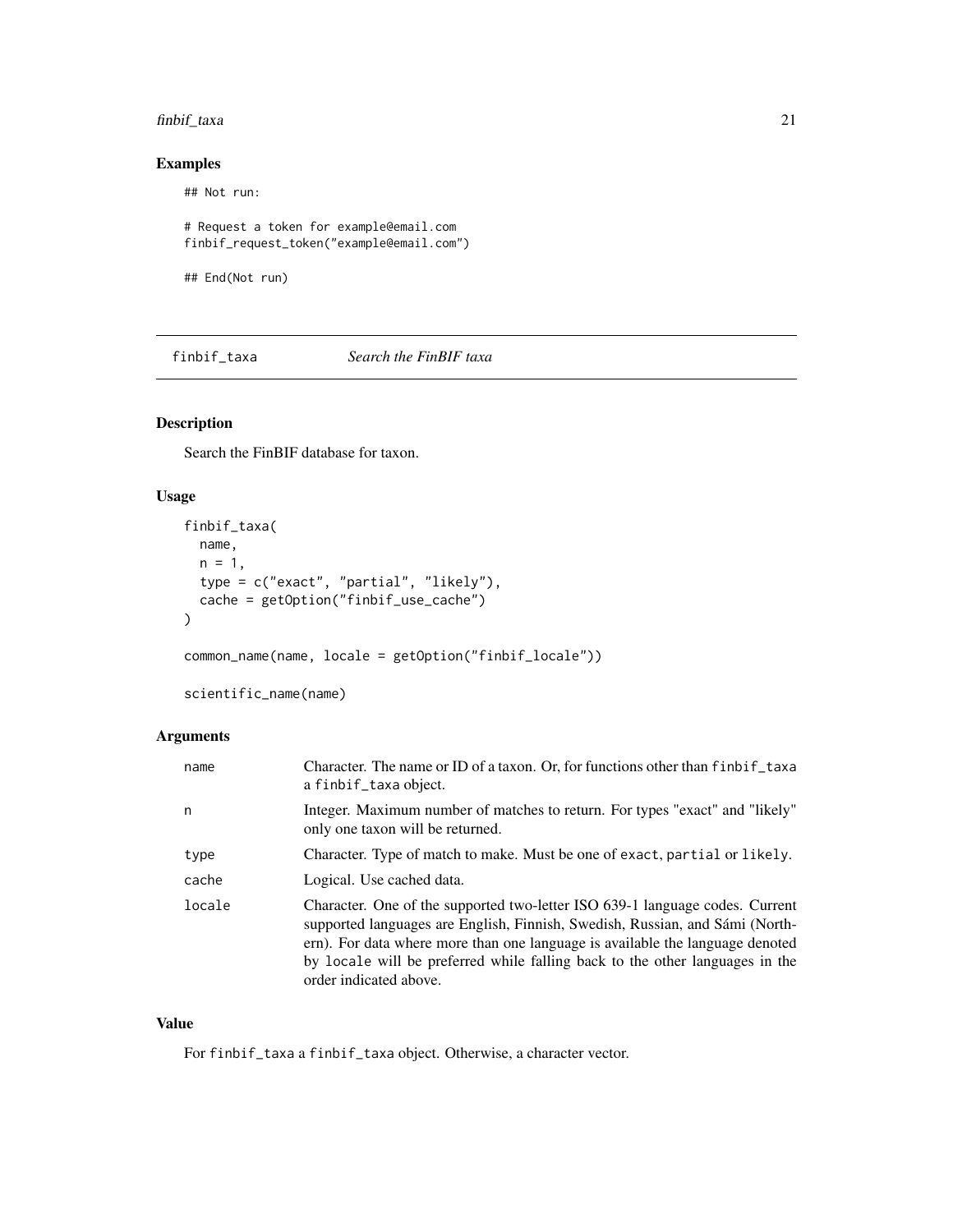### Examples

```
## Not run:

# Request a token for example@email.com
finbif_request_token("example@email.com")

## End(Not run)
```

---

## finbif_taxa — *Search the FinBIF taxa*

### Description

Search the FinBIF database for taxon.

### Usage

```
finbif_taxa(
  name,
  n = 1,
  type = c("exact", "partial", "likely"),
  cache = getOption("finbif_use_cache")
)

common_name(name, locale = getOption("finbif_locale"))

scientific_name(name)
```

### Arguments

| | |
|---|---|
| `name` | Character. The name or ID of a taxon. Or, for functions other than `finbif_taxa` a `finbif_taxa` object. |
| `n` | Integer. Maximum number of matches to return. For types "exact" and "likely" only one taxon will be returned. |
| `type` | Character. Type of match to make. Must be one of `exact`, `partial` or `likely`. |
| `cache` | Logical. Use cached data. |
| `locale` | Character. One of the supported two-letter ISO 639-1 language codes. Current supported languages are English, Finnish, Swedish, Russian, and Sámi (Northern). For data where more than one language is available the language denoted by `locale` will be preferred while falling back to the other languages in the order indicated above. |

### Value

For `finbif_taxa` a `finbif_taxa` object. Otherwise, a character vector.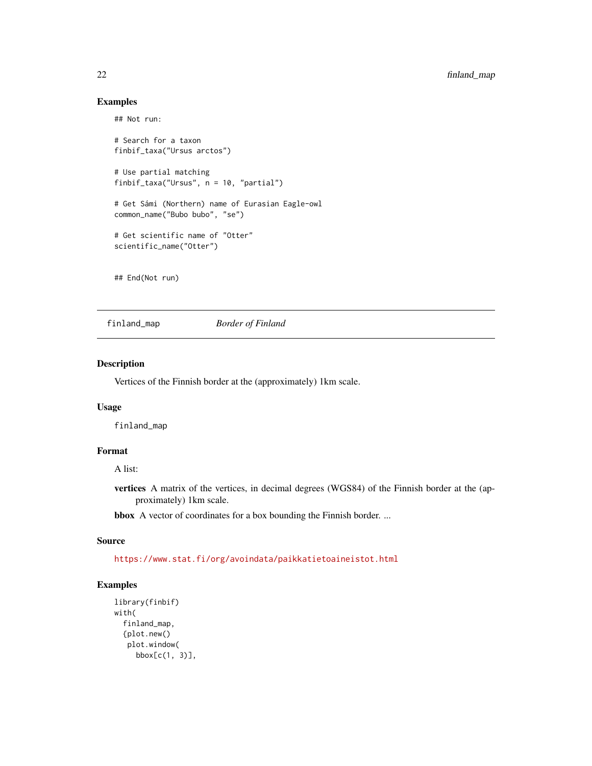## Examples

```
## Not run:

# Search for a taxon
finbif_taxa("Ursus arctos")

# Use partial matching
finbif_taxa("Ursus", n = 10, "partial")

# Get Sámi (Northern) name of Eurasian Eagle-owl
common_name("Bubo bubo", "se")

# Get scientific name of "Otter"
scientific_name("Otter")


## End(Not run)
```

---

## finland_map *Border of Finland*

---

### Description

Vertices of the Finnish border at the (approximately) 1km scale.

### Usage

```
finland_map
```

### Format

A list:

**vertices** A matrix of the vertices, in decimal degrees (WGS84) of the Finnish border at the (approximately) 1km scale.

**bbox** A vector of coordinates for a box bounding the Finnish border. ...

### Source

https://www.stat.fi/org/avoindata/paikkatietoaineistot.html

### Examples

```
library(finbif)
with(
  finland_map,
  {plot.new()
   plot.window(
     bbox[c(1, 3)],
```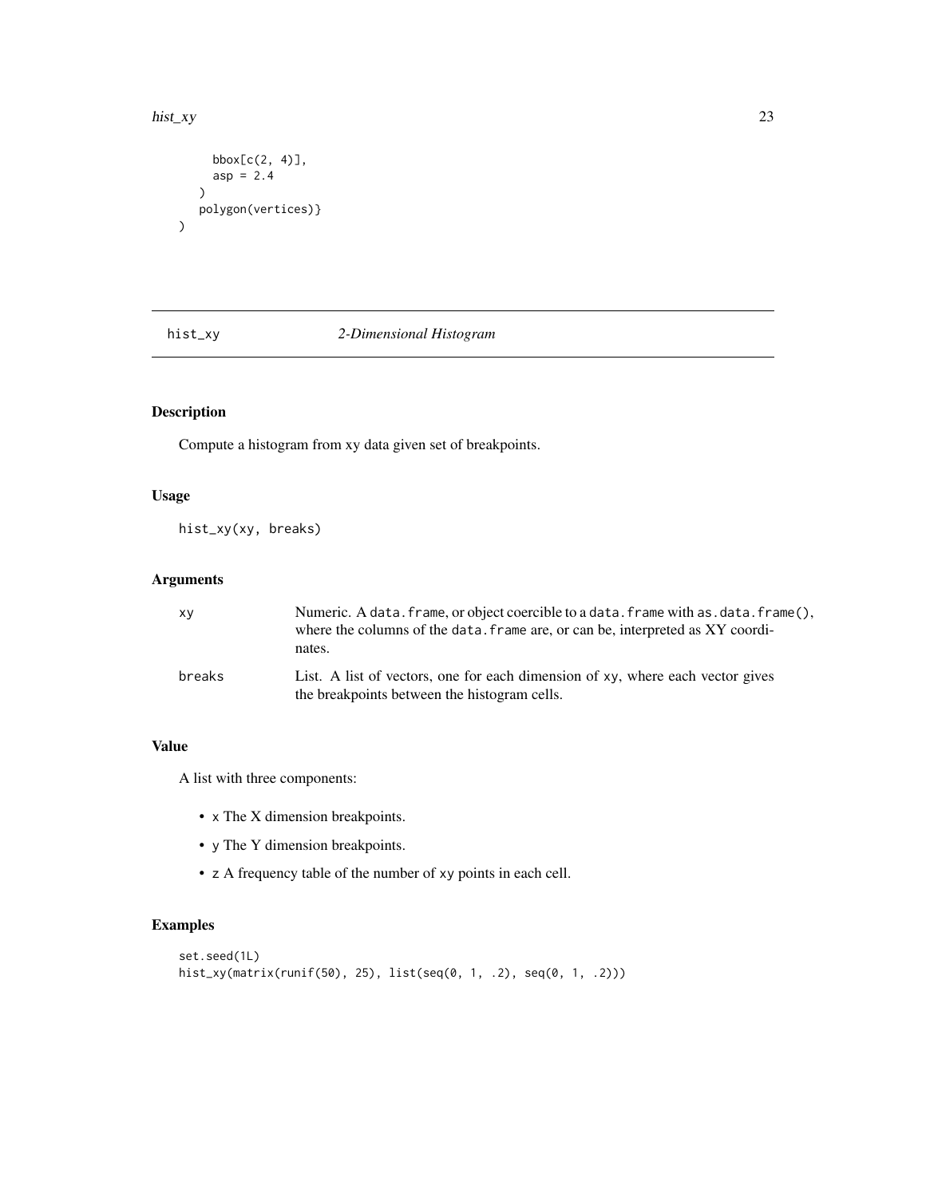```
    bbox[c(2, 4)],
    asp = 2.4
  )
  polygon(vertices)}
)
```

## hist_xy *2-Dimensional Histogram*

### Description

Compute a histogram from xy data given set of breakpoints.

### Usage

```
hist_xy(xy, breaks)
```

### Arguments

| | |
|---|---|
| `xy` | Numeric. A `data.frame`, or object coercible to a `data.frame` with `as.data.frame()`, where the columns of the `data.frame` are, or can be, interpreted as XY coordinates. |
| `breaks` | List. A list of vectors, one for each dimension of `xy`, where each vector gives the breakpoints between the histogram cells. |

### Value

A list with three components:

- `x` The X dimension breakpoints.
- `y` The Y dimension breakpoints.
- `z` A frequency table of the number of `xy` points in each cell.

### Examples

```
set.seed(1L)
hist_xy(matrix(runif(50), 25), list(seq(0, 1, .2), seq(0, 1, .2)))
```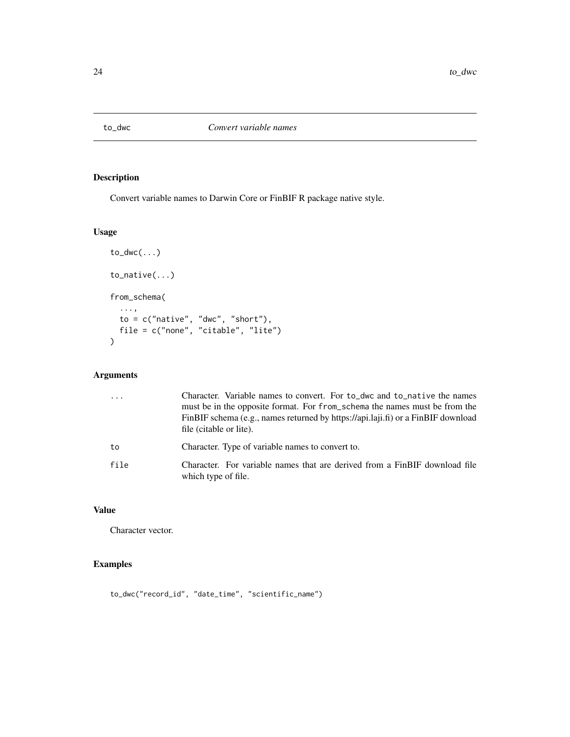# to_dwc — *Convert variable names*

## Description

Convert variable names to Darwin Core or FinBIF R package native style.

## Usage

```
to_dwc(...)

to_native(...)

from_schema(
  ...,
  to = c("native", "dwc", "short"),
  file = c("none", "citable", "lite")
)
```

## Arguments

| | |
|---|---|
| `...` | Character. Variable names to convert. For `to_dwc` and `to_native` the names must be in the opposite format. For `from_schema` the names must be from the FinBIF schema (e.g., names returned by https://api.laji.fi) or a FinBIF download file (citable or lite). |
| `to` | Character. Type of variable names to convert to. |
| `file` | Character. For variable names that are derived from a FinBIF download file which type of file. |

## Value

Character vector.

## Examples

```
to_dwc("record_id", "date_time", "scientific_name")
```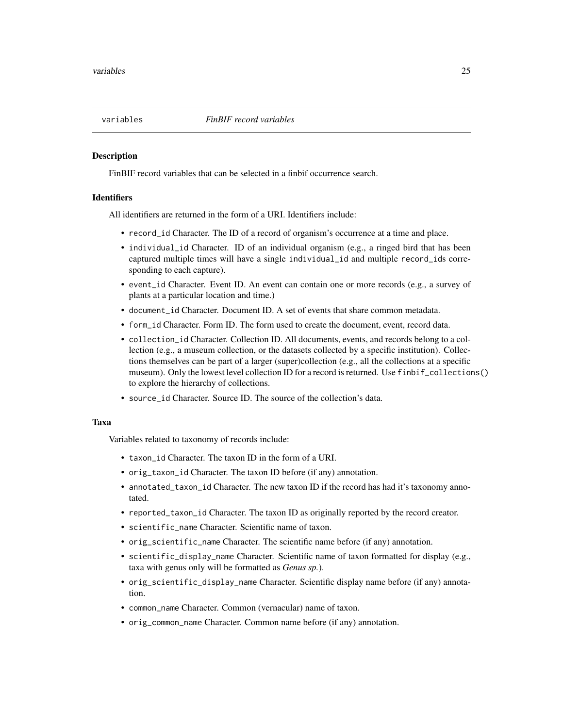## variables — *FinBIF record variables*

### Description

FinBIF record variables that can be selected in a finbif occurrence search.

### Identifiers

All identifiers are returned in the form of a URI. Identifiers include:

- `record_id` Character. The ID of a record of organism's occurrence at a time and place.
- `individual_id` Character. ID of an individual organism (e.g., a ringed bird that has been captured multiple times will have a single `individual_id` and multiple `record_id`s corresponding to each capture).
- `event_id` Character. Event ID. An event can contain one or more records (e.g., a survey of plants at a particular location and time.)
- `document_id` Character. Document ID. A set of events that share common metadata.
- `form_id` Character. Form ID. The form used to create the document, event, record data.
- `collection_id` Character. Collection ID. All documents, events, and records belong to a collection (e.g., a museum collection, or the datasets collected by a specific institution). Collections themselves can be part of a larger (super)collection (e.g., all the collections at a specific museum). Only the lowest level collection ID for a record is returned. Use `finbif_collections()` to explore the hierarchy of collections.
- `source_id` Character. Source ID. The source of the collection's data.

### Taxa

Variables related to taxonomy of records include:

- `taxon_id` Character. The taxon ID in the form of a URI.
- `orig_taxon_id` Character. The taxon ID before (if any) annotation.
- `annotated_taxon_id` Character. The new taxon ID if the record has had it's taxonomy annotated.
- `reported_taxon_id` Character. The taxon ID as originally reported by the record creator.
- `scientific_name` Character. Scientific name of taxon.
- `orig_scientific_name` Character. The scientific name before (if any) annotation.
- `scientific_display_name` Character. Scientific name of taxon formatted for display (e.g., taxa with genus only will be formatted as *Genus sp.*).
- `orig_scientific_display_name` Character. Scientific display name before (if any) annotation.
- `common_name` Character. Common (vernacular) name of taxon.
- `orig_common_name` Character. Common name before (if any) annotation.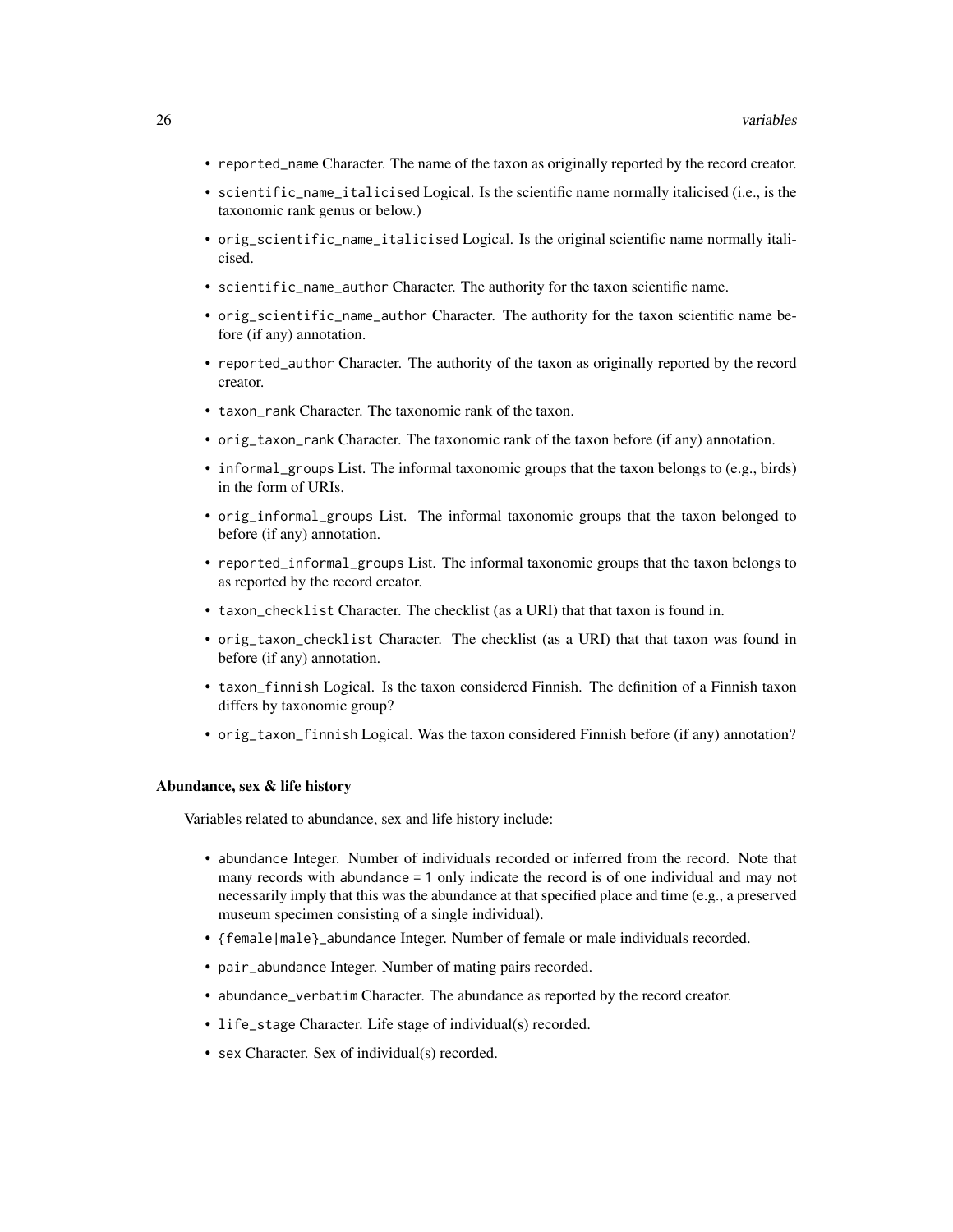- `reported_name` Character. The name of the taxon as originally reported by the record creator.
- `scientific_name_italicised` Logical. Is the scientific name normally italicised (i.e., is the taxonomic rank genus or below.)
- `orig_scientific_name_italicised` Logical. Is the original scientific name normally italicised.
- `scientific_name_author` Character. The authority for the taxon scientific name.
- `orig_scientific_name_author` Character. The authority for the taxon scientific name before (if any) annotation.
- `reported_author` Character. The authority of the taxon as originally reported by the record creator.
- `taxon_rank` Character. The taxonomic rank of the taxon.
- `orig_taxon_rank` Character. The taxonomic rank of the taxon before (if any) annotation.
- `informal_groups` List. The informal taxonomic groups that the taxon belongs to (e.g., birds) in the form of URIs.
- `orig_informal_groups` List. The informal taxonomic groups that the taxon belonged to before (if any) annotation.
- `reported_informal_groups` List. The informal taxonomic groups that the taxon belongs to as reported by the record creator.
- `taxon_checklist` Character. The checklist (as a URI) that that taxon is found in.
- `orig_taxon_checklist` Character. The checklist (as a URI) that that taxon was found in before (if any) annotation.
- `taxon_finnish` Logical. Is the taxon considered Finnish. The definition of a Finnish taxon differs by taxonomic group?
- `orig_taxon_finnish` Logical. Was the taxon considered Finnish before (if any) annotation?

### Abundance, sex & life history

Variables related to abundance, sex and life history include:

- `abundance` Integer. Number of individuals recorded or inferred from the record. Note that many records with `abundance = 1` only indicate the record is of one individual and may not necessarily imply that this was the abundance at that specified place and time (e.g., a preserved museum specimen consisting of a single individual).
- `{female|male}_abundance` Integer. Number of female or male individuals recorded.
- `pair_abundance` Integer. Number of mating pairs recorded.
- `abundance_verbatim` Character. The abundance as reported by the record creator.
- `life_stage` Character. Life stage of individual(s) recorded.
- `sex` Character. Sex of individual(s) recorded.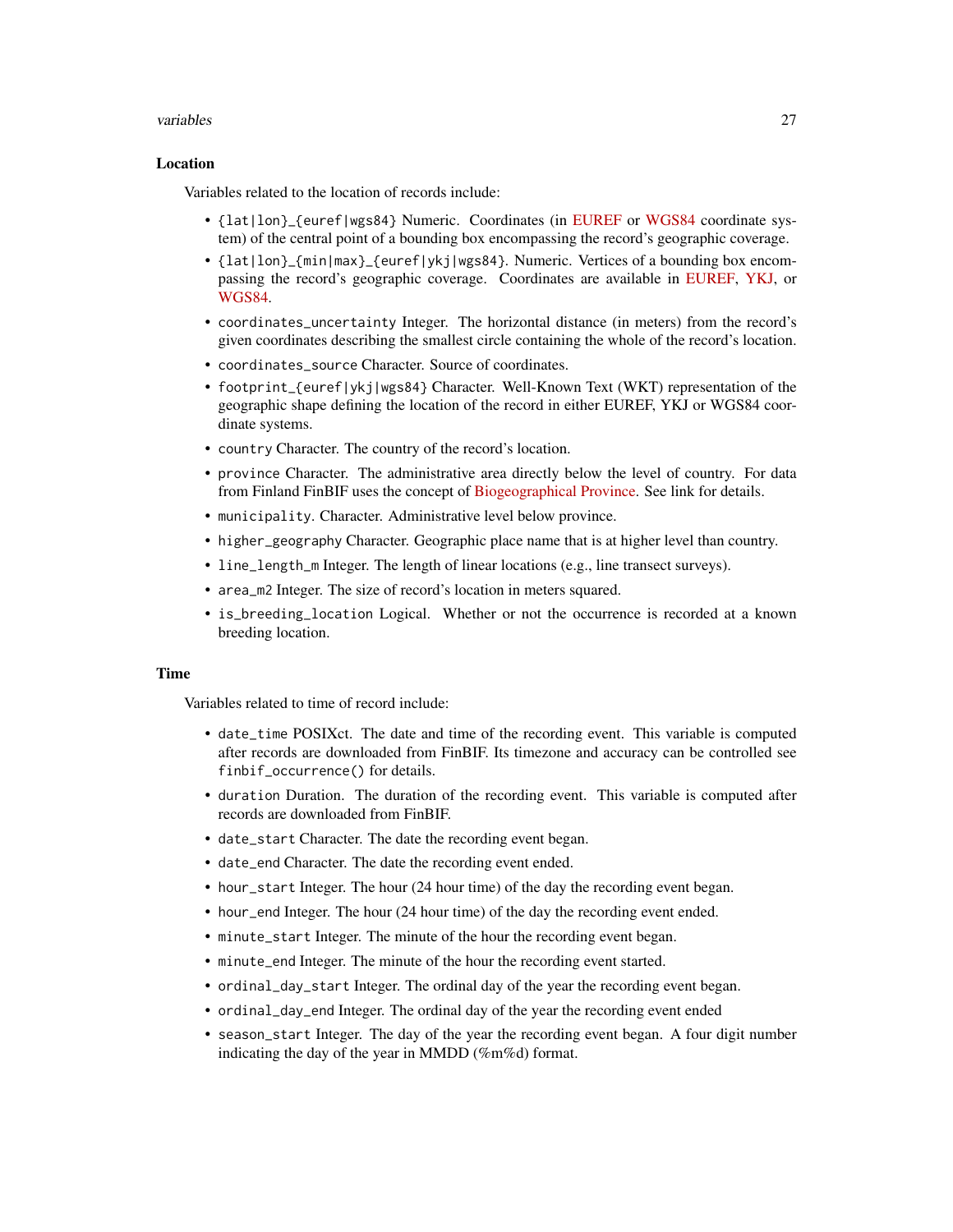### Location

Variables related to the location of records include:

- `{lat|lon}_{euref|wgs84}` Numeric. Coordinates (in EUREF or WGS84 coordinate system) of the central point of a bounding box encompassing the record's geographic coverage.
- `{lat|lon}_{min|max}_{euref|ykj|wgs84}`. Numeric. Vertices of a bounding box encompassing the record's geographic coverage. Coordinates are available in EUREF, YKJ, or WGS84.
- `coordinates_uncertainty` Integer. The horizontal distance (in meters) from the record's given coordinates describing the smallest circle containing the whole of the record's location.
- `coordinates_source` Character. Source of coordinates.
- `footprint_{euref|ykj|wgs84}` Character. Well-Known Text (WKT) representation of the geographic shape defining the location of the record in either EUREF, YKJ or WGS84 coordinate systems.
- `country` Character. The country of the record's location.
- `province` Character. The administrative area directly below the level of country. For data from Finland FinBIF uses the concept of Biogeographical Province. See link for details.
- `municipality`. Character. Administrative level below province.
- `higher_geography` Character. Geographic place name that is at higher level than country.
- `line_length_m` Integer. The length of linear locations (e.g., line transect surveys).
- `area_m2` Integer. The size of record's location in meters squared.
- `is_breeding_location` Logical. Whether or not the occurrence is recorded at a known breeding location.

### Time

Variables related to time of record include:

- `date_time` POSIXct. The date and time of the recording event. This variable is computed after records are downloaded from FinBIF. Its timezone and accuracy can be controlled see `finbif_occurrence()` for details.
- `duration` Duration. The duration of the recording event. This variable is computed after records are downloaded from FinBIF.
- `date_start` Character. The date the recording event began.
- `date_end` Character. The date the recording event ended.
- `hour_start` Integer. The hour (24 hour time) of the day the recording event began.
- `hour_end` Integer. The hour (24 hour time) of the day the recording event ended.
- `minute_start` Integer. The minute of the hour the recording event began.
- `minute_end` Integer. The minute of the hour the recording event started.
- `ordinal_day_start` Integer. The ordinal day of the year the recording event began.
- `ordinal_day_end` Integer. The ordinal day of the year the recording event ended
- `season_start` Integer. The day of the year the recording event began. A four digit number indicating the day of the year in MMDD (%m%d) format.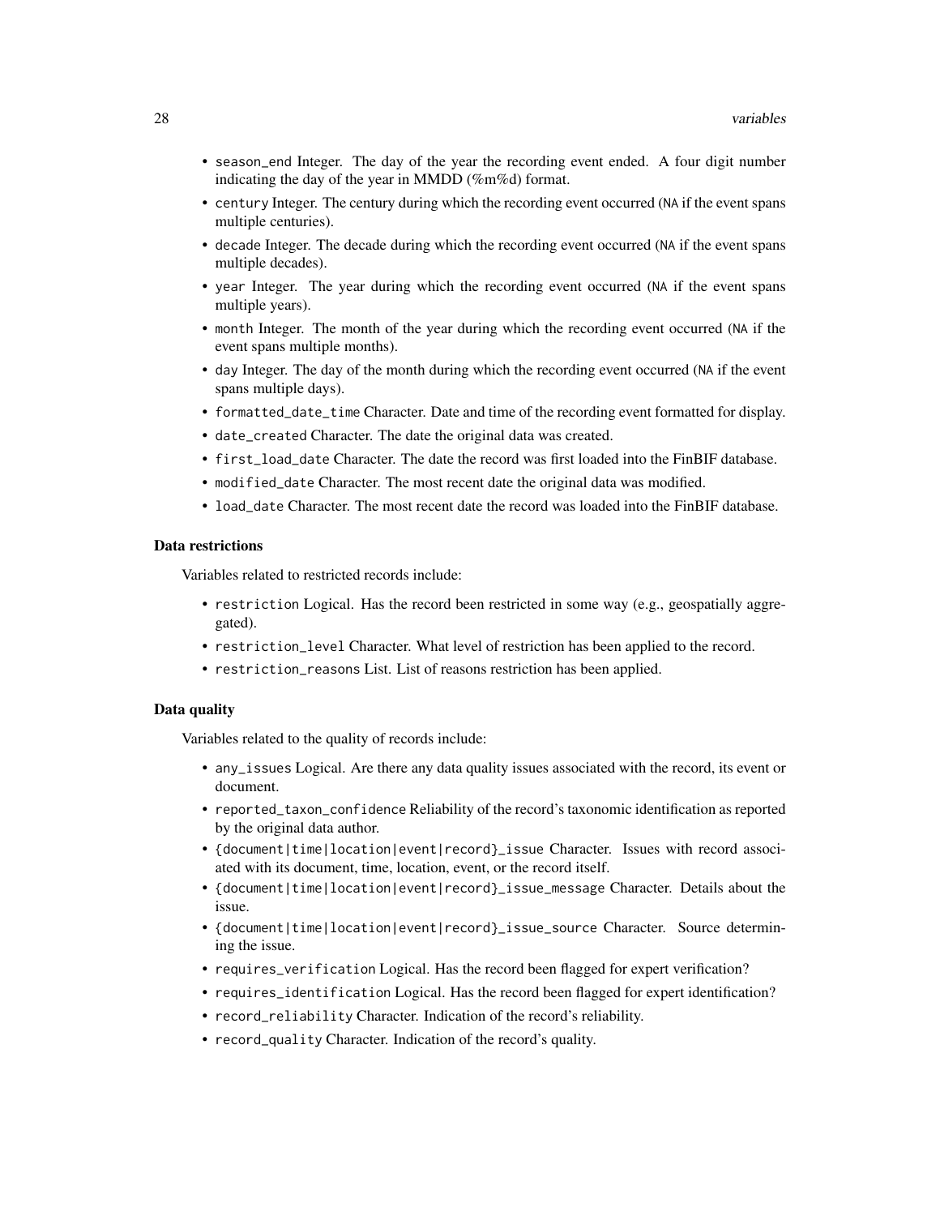- `season_end` Integer. The day of the year the recording event ended. A four digit number indicating the day of the year in MMDD (%m%d) format.
- `century` Integer. The century during which the recording event occurred (`NA` if the event spans multiple centuries).
- `decade` Integer. The decade during which the recording event occurred (`NA` if the event spans multiple decades).
- `year` Integer. The year during which the recording event occurred (`NA` if the event spans multiple years).
- `month` Integer. The month of the year during which the recording event occurred (`NA` if the event spans multiple months).
- `day` Integer. The day of the month during which the recording event occurred (`NA` if the event spans multiple days).
- `formatted_date_time` Character. Date and time of the recording event formatted for display.
- `date_created` Character. The date the original data was created.
- `first_load_date` Character. The date the record was first loaded into the FinBIF database.
- `modified_date` Character. The most recent date the original data was modified.
- `load_date` Character. The most recent date the record was loaded into the FinBIF database.

### Data restrictions

Variables related to restricted records include:

- `restriction` Logical. Has the record been restricted in some way (e.g., geospatially aggregated).
- `restriction_level` Character. What level of restriction has been applied to the record.
- `restriction_reasons` List. List of reasons restriction has been applied.

### Data quality

Variables related to the quality of records include:

- `any_issues` Logical. Are there any data quality issues associated with the record, its event or document.
- `reported_taxon_confidence` Reliability of the record's taxonomic identification as reported by the original data author.
- `{document|time|location|event|record}_issue` Character. Issues with record associated with its document, time, location, event, or the record itself.
- `{document|time|location|event|record}_issue_message` Character. Details about the issue.
- `{document|time|location|event|record}_issue_source` Character. Source determining the issue.
- `requires_verification` Logical. Has the record been flagged for expert verification?
- `requires_identification` Logical. Has the record been flagged for expert identification?
- `record_reliability` Character. Indication of the record's reliability.
- `record_quality` Character. Indication of the record's quality.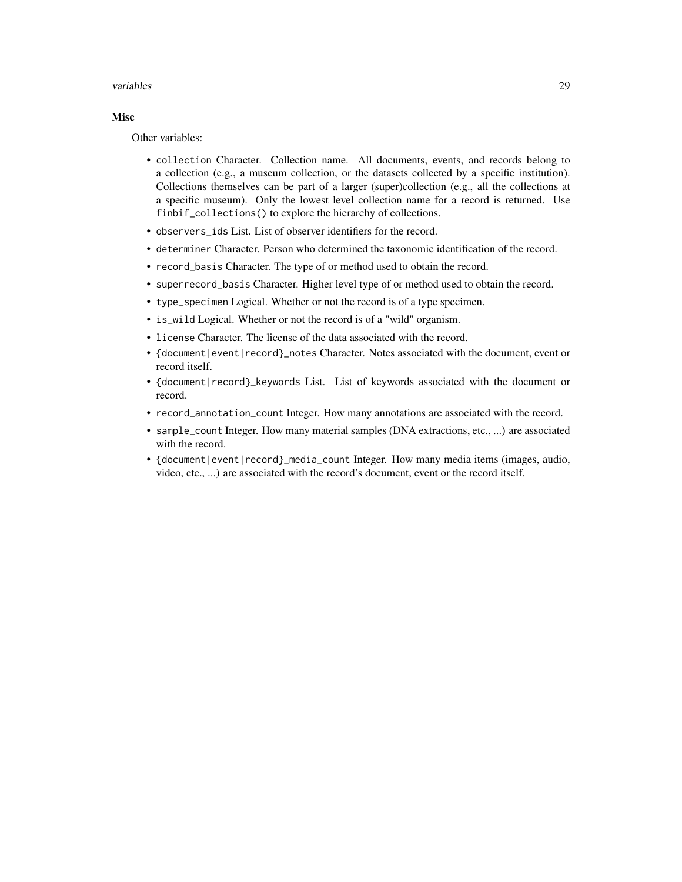## Misc

Other variables:

- `collection` Character. Collection name. All documents, events, and records belong to a collection (e.g., a museum collection, or the datasets collected by a specific institution). Collections themselves can be part of a larger (super)collection (e.g., all the collections at a specific museum). Only the lowest level collection name for a record is returned. Use `finbif_collections()` to explore the hierarchy of collections.
- `observers_ids` List. List of observer identifiers for the record.
- `determiner` Character. Person who determined the taxonomic identification of the record.
- `record_basis` Character. The type of or method used to obtain the record.
- `superrecord_basis` Character. Higher level type of or method used to obtain the record.
- `type_specimen` Logical. Whether or not the record is of a type specimen.
- `is_wild` Logical. Whether or not the record is of a "wild" organism.
- `license` Character. The license of the data associated with the record.
- `{document|event|record}_notes` Character. Notes associated with the document, event or record itself.
- `{document|record}_keywords` List. List of keywords associated with the document or record.
- `record_annotation_count` Integer. How many annotations are associated with the record.
- `sample_count` Integer. How many material samples (DNA extractions, etc., ...) are associated with the record.
- `{document|event|record}_media_count` Integer. How many media items (images, audio, video, etc., ...) are associated with the record's document, event or the record itself.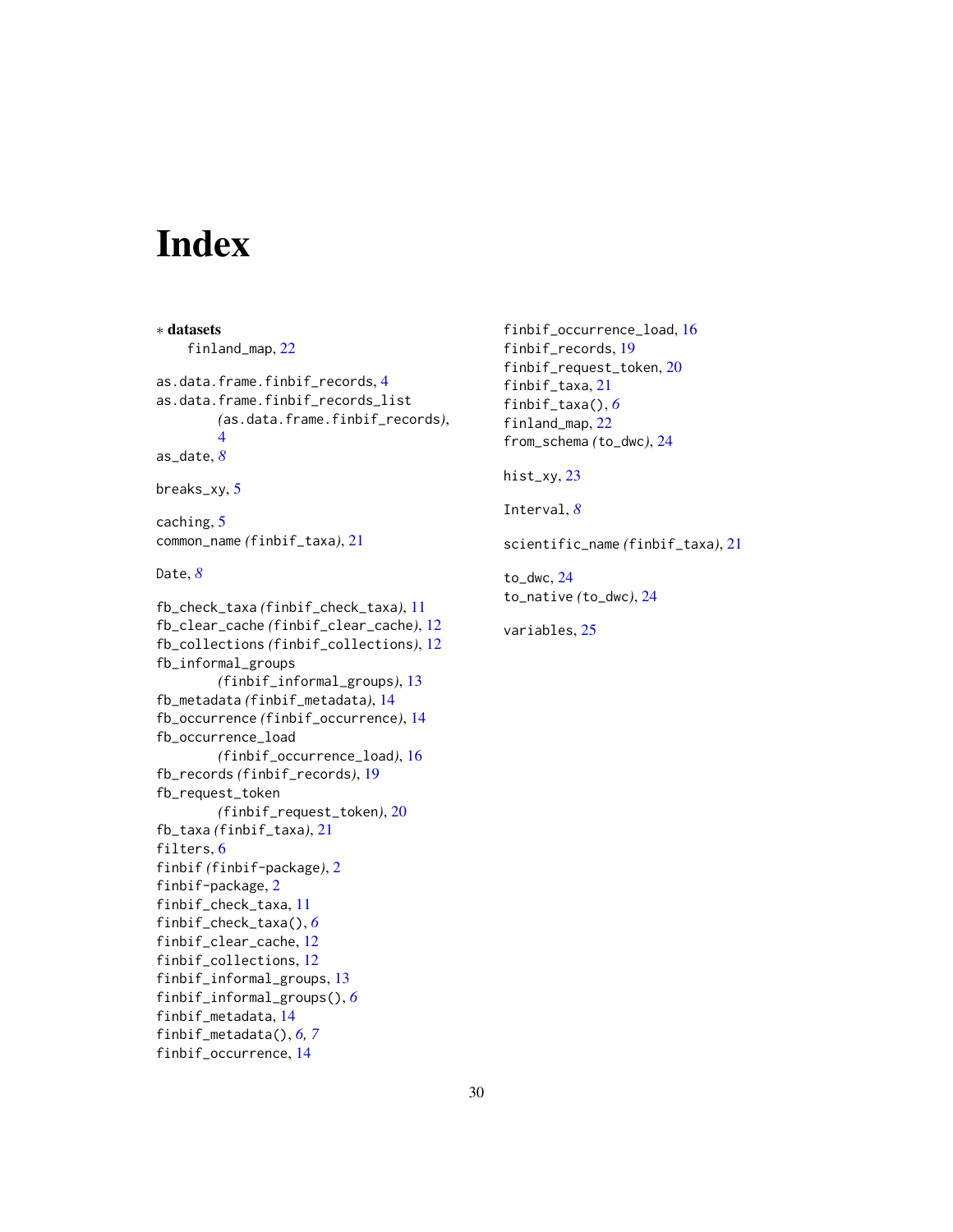# Index

∗ **datasets**

finland_map, 22

as.data.frame.finbif_records, 4
as.data.frame.finbif_records_list (as.data.frame.finbif_records), 4
as_date, *8*

breaks_xy, 5

caching, 5
common_name (finbif_taxa), 21

Date, *8*

fb_check_taxa (finbif_check_taxa), 11
fb_clear_cache (finbif_clear_cache), 12
fb_collections (finbif_collections), 12
fb_informal_groups (finbif_informal_groups), 13
fb_metadata (finbif_metadata), 14
fb_occurrence (finbif_occurrence), 14
fb_occurrence_load (finbif_occurrence_load), 16
fb_records (finbif_records), 19
fb_request_token (finbif_request_token), 20
fb_taxa (finbif_taxa), 21
filters, 6
finbif (finbif-package), 2
finbif-package, 2
finbif_check_taxa, 11
finbif_check_taxa(), *6*
finbif_clear_cache, 12
finbif_collections, 12
finbif_informal_groups, 13
finbif_informal_groups(), *6*
finbif_metadata, 14
finbif_metadata(), *6*, *7*
finbif_occurrence, 14
finbif_occurrence_load, 16
finbif_records, 19
finbif_request_token, 20
finbif_taxa, 21
finbif_taxa(), *6*
finland_map, 22
from_schema (to_dwc), 24

hist_xy, 23

Interval, *8*

scientific_name (finbif_taxa), 21

to_dwc, 24
to_native (to_dwc), 24

variables, 25